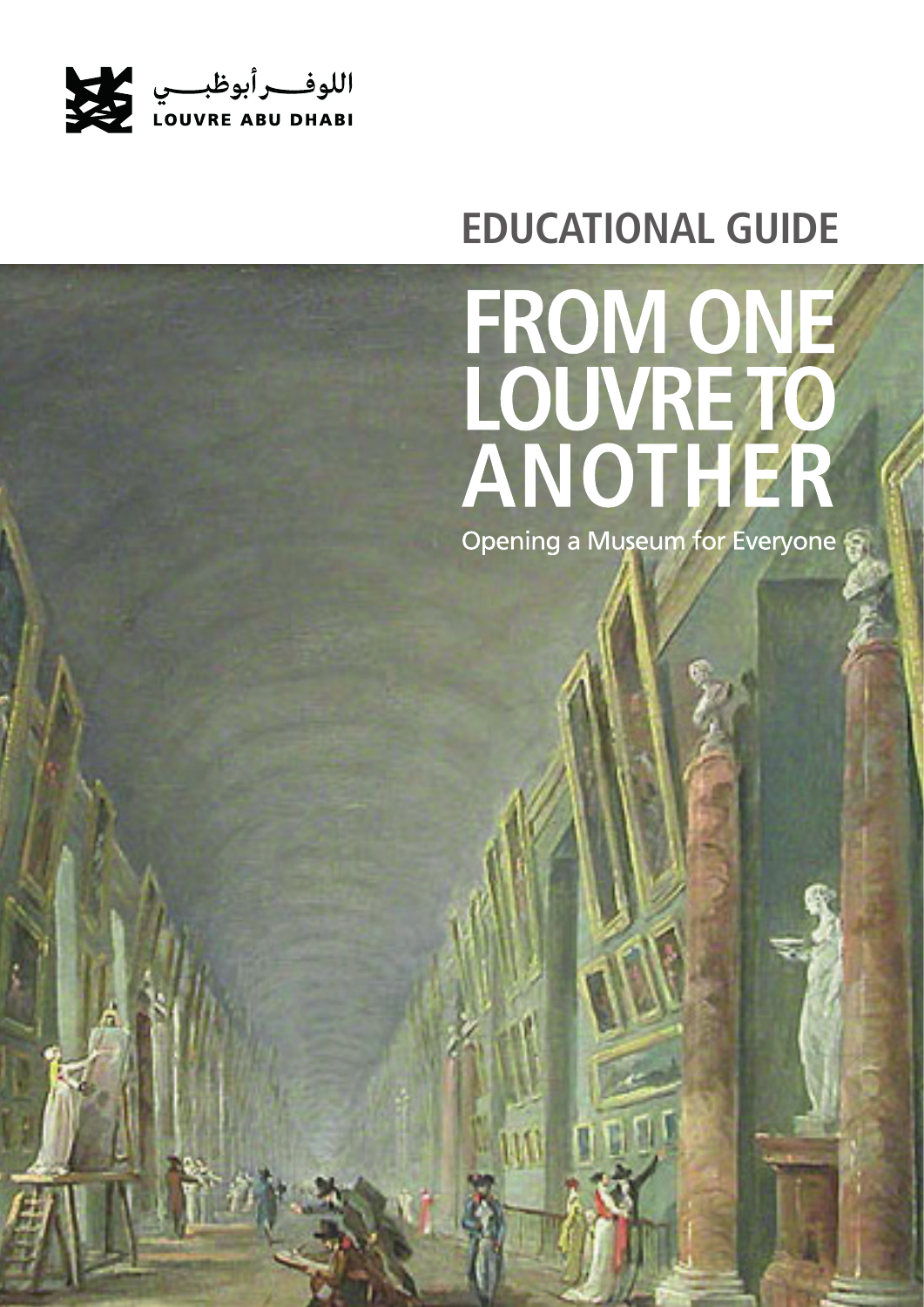اللوفــر أبوظبــي
LOUVRE ABU DHABI

## EDUCATIONAL GUIDE

# FROM ONE LOUVRE TO ANOTHER

Opening a Museum for Everyone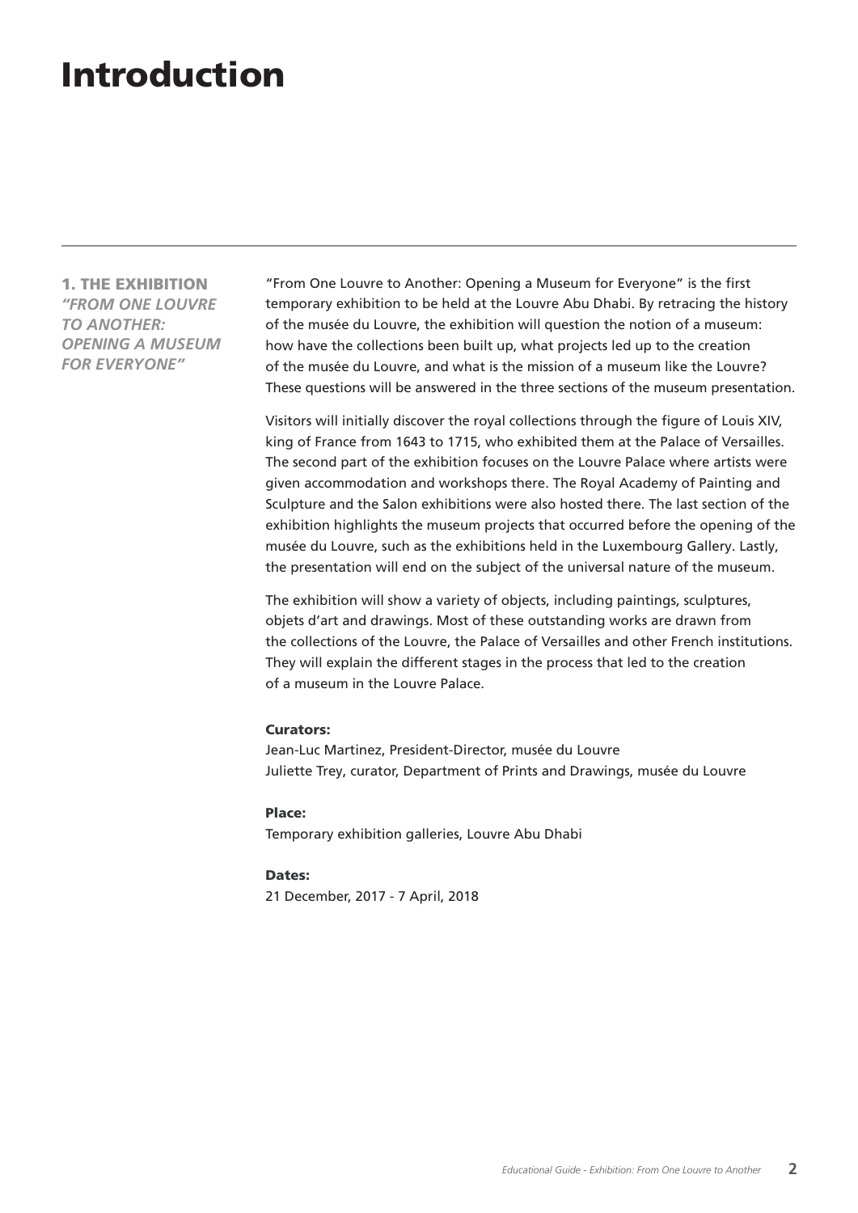# Introduction

## 1. THE EXHIBITION *"FROM ONE LOUVRE TO ANOTHER: OPENING A MUSEUM FOR EVERYONE"*

"From One Louvre to Another: Opening a Museum for Everyone" is the first temporary exhibition to be held at the Louvre Abu Dhabi. By retracing the history of the musée du Louvre, the exhibition will question the notion of a museum: how have the collections been built up, what projects led up to the creation of the musée du Louvre, and what is the mission of a museum like the Louvre? These questions will be answered in the three sections of the museum presentation.

Visitors will initially discover the royal collections through the figure of Louis XIV, king of France from 1643 to 1715, who exhibited them at the Palace of Versailles. The second part of the exhibition focuses on the Louvre Palace where artists were given accommodation and workshops there. The Royal Academy of Painting and Sculpture and the Salon exhibitions were also hosted there. The last section of the exhibition highlights the museum projects that occurred before the opening of the musée du Louvre, such as the exhibitions held in the Luxembourg Gallery. Lastly, the presentation will end on the subject of the universal nature of the museum.

The exhibition will show a variety of objects, including paintings, sculptures, objets d'art and drawings. Most of these outstanding works are drawn from the collections of the Louvre, the Palace of Versailles and other French institutions. They will explain the different stages in the process that led to the creation of a museum in the Louvre Palace.

**Curators:**
Jean-Luc Martinez, President-Director, musée du Louvre
Juliette Trey, curator, Department of Prints and Drawings, musée du Louvre

**Place:**
Temporary exhibition galleries, Louvre Abu Dhabi

**Dates:**
21 December, 2017 - 7 April, 2018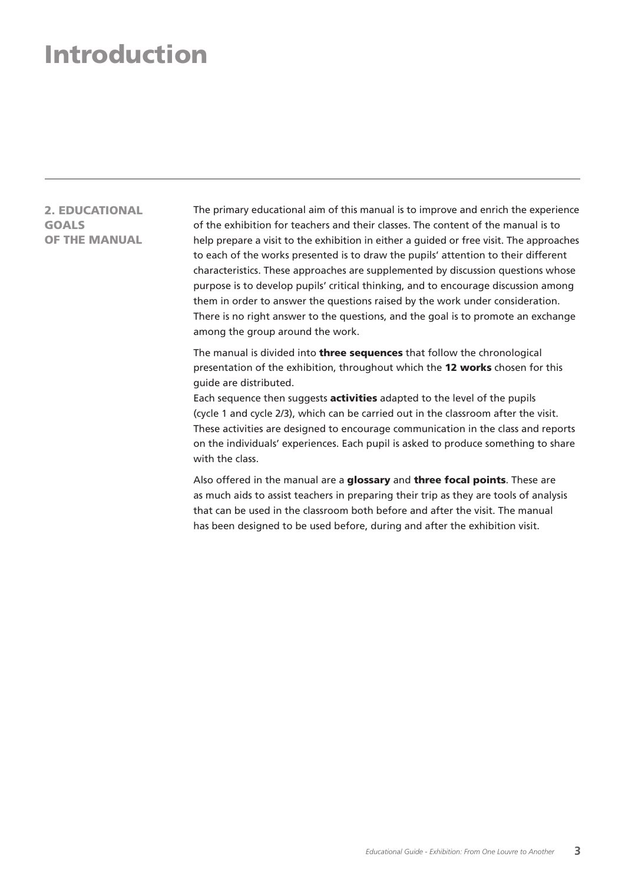# Introduction

## 2. EDUCATIONAL GOALS OF THE MANUAL

The primary educational aim of this manual is to improve and enrich the experience of the exhibition for teachers and their classes. The content of the manual is to help prepare a visit to the exhibition in either a guided or free visit. The approaches to each of the works presented is to draw the pupils' attention to their different characteristics. These approaches are supplemented by discussion questions whose purpose is to develop pupils' critical thinking, and to encourage discussion among them in order to answer the questions raised by the work under consideration. There is no right answer to the questions, and the goal is to promote an exchange among the group around the work.

The manual is divided into **three sequences** that follow the chronological presentation of the exhibition, throughout which the **12 works** chosen for this guide are distributed.
Each sequence then suggests **activities** adapted to the level of the pupils (cycle 1 and cycle 2/3), which can be carried out in the classroom after the visit. These activities are designed to encourage communication in the class and reports on the individuals' experiences. Each pupil is asked to produce something to share with the class.

Also offered in the manual are a **glossary** and **three focal points**. These are as much aids to assist teachers in preparing their trip as they are tools of analysis that can be used in the classroom both before and after the visit. The manual has been designed to be used before, during and after the exhibition visit.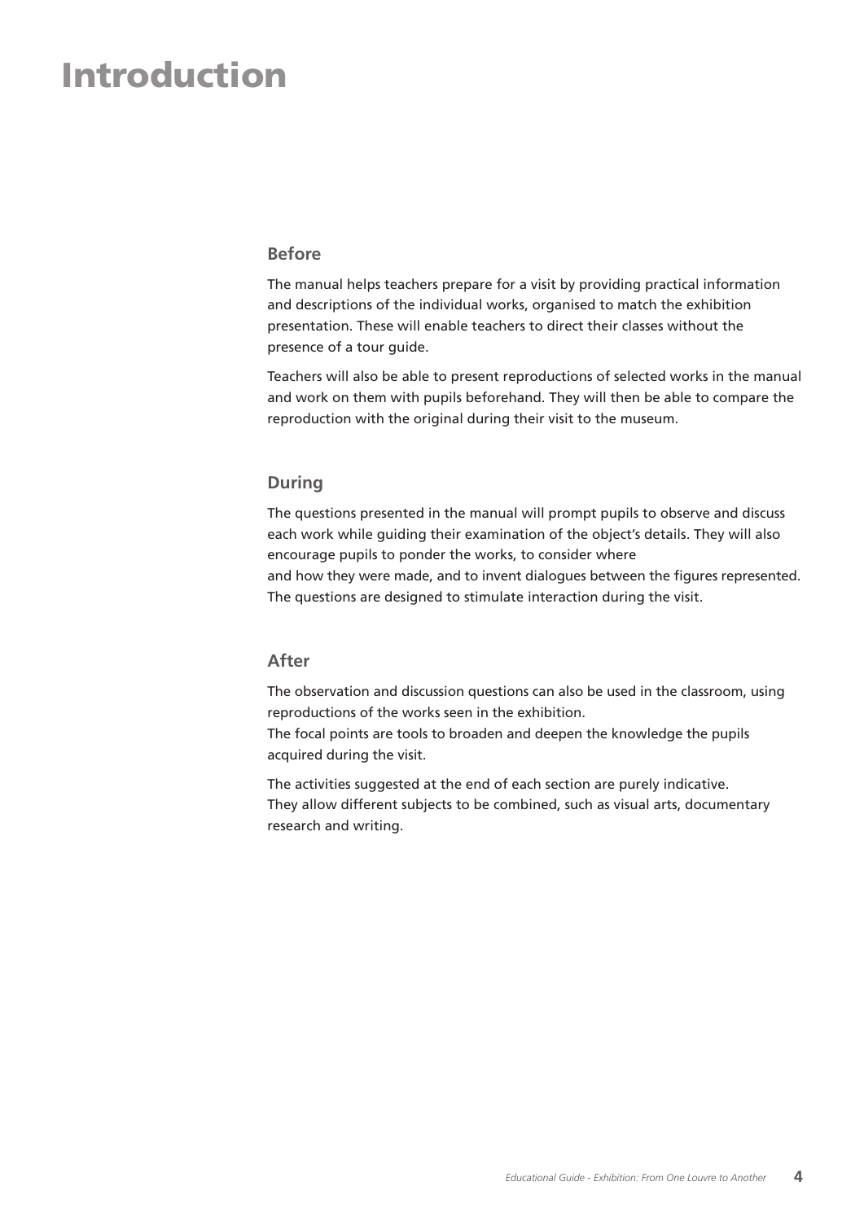# Introduction

## Before

The manual helps teachers prepare for a visit by providing practical information and descriptions of the individual works, organised to match the exhibition presentation. These will enable teachers to direct their classes without the presence of a tour guide.

Teachers will also be able to present reproductions of selected works in the manual and work on them with pupils beforehand. They will then be able to compare the reproduction with the original during their visit to the museum.

## During

The questions presented in the manual will prompt pupils to observe and discuss each work while guiding their examination of the object's details. They will also encourage pupils to ponder the works, to consider where and how they were made, and to invent dialogues between the figures represented. The questions are designed to stimulate interaction during the visit.

## After

The observation and discussion questions can also be used in the classroom, using reproductions of the works seen in the exhibition.
The focal points are tools to broaden and deepen the knowledge the pupils acquired during the visit.

The activities suggested at the end of each section are purely indicative.
They allow different subjects to be combined, such as visual arts, documentary research and writing.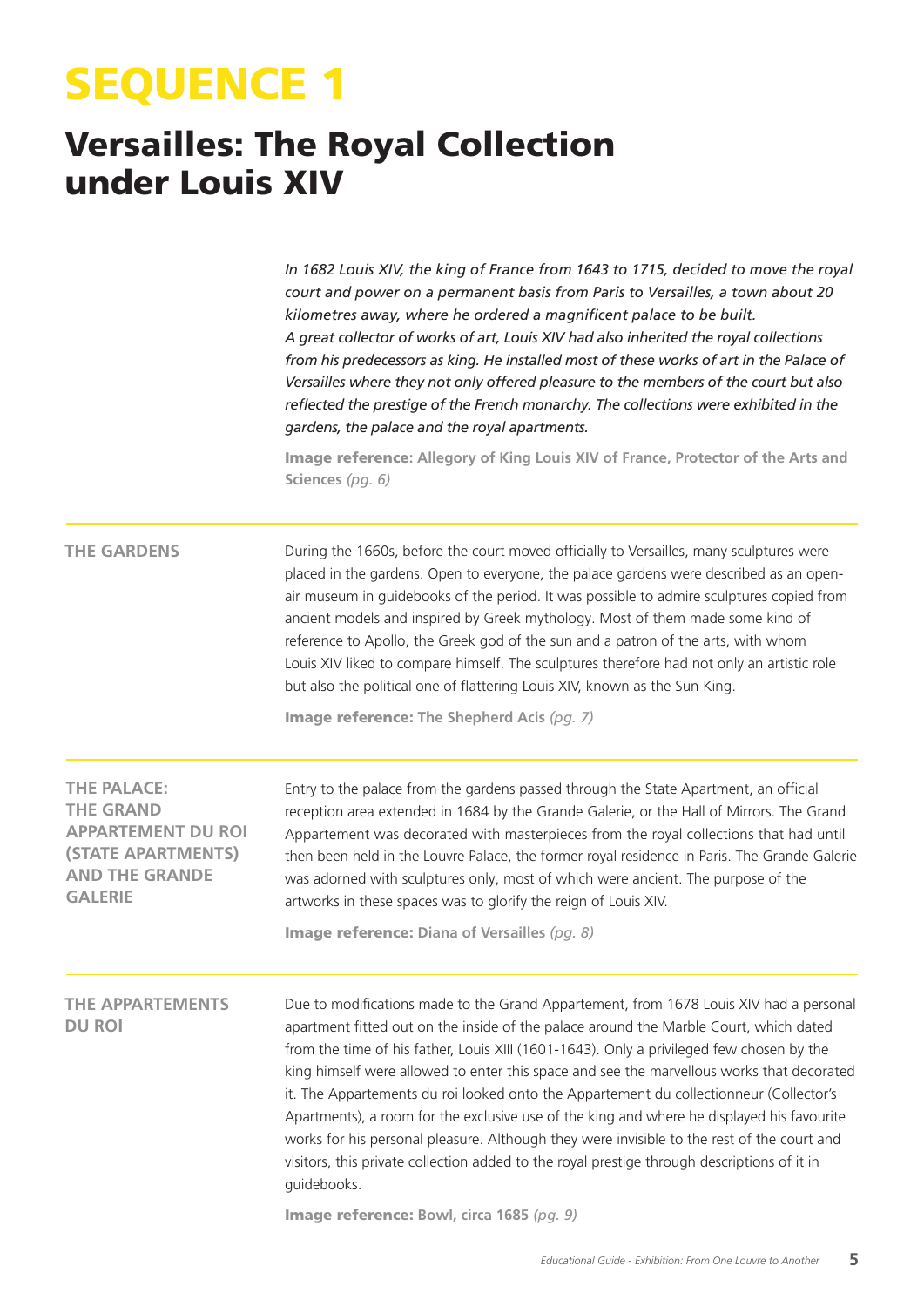# SEQUENCE 1

## Versailles: The Royal Collection under Louis XIV

*In 1682 Louis XIV, the king of France from 1643 to 1715, decided to move the royal court and power on a permanent basis from Paris to Versailles, a town about 20 kilometres away, where he ordered a magnificent palace to be built. A great collector of works of art, Louis XIV had also inherited the royal collections from his predecessors as king. He installed most of these works of art in the Palace of Versailles where they not only offered pleasure to the members of the court but also reflected the prestige of the French monarchy. The collections were exhibited in the gardens, the palace and the royal apartments.*

**Image reference: Allegory of King Louis XIV of France, Protector of the Arts and Sciences** *(pg. 6)*

### THE GARDENS

During the 1660s, before the court moved officially to Versailles, many sculptures were placed in the gardens. Open to everyone, the palace gardens were described as an open-air museum in guidebooks of the period. It was possible to admire sculptures copied from ancient models and inspired by Greek mythology. Most of them made some kind of reference to Apollo, the Greek god of the sun and a patron of the arts, with whom Louis XIV liked to compare himself. The sculptures therefore had not only an artistic role but also the political one of flattering Louis XIV, known as the Sun King.

**Image reference: The Shepherd Acis** *(pg. 7)*

### THE PALACE: THE GRAND APPARTEMENT DU ROI (STATE APARTMENTS) AND THE GRANDE GALERIE

Entry to the palace from the gardens passed through the State Apartment, an official reception area extended in 1684 by the Grande Galerie, or the Hall of Mirrors. The Grand Appartement was decorated with masterpieces from the royal collections that had until then been held in the Louvre Palace, the former royal residence in Paris. The Grande Galerie was adorned with sculptures only, most of which were ancient. The purpose of the artworks in these spaces was to glorify the reign of Louis XIV.

**Image reference: Diana of Versailles** *(pg. 8)*

### THE APPARTEMENTS DU ROI

Due to modifications made to the Grand Appartement, from 1678 Louis XIV had a personal apartment fitted out on the inside of the palace around the Marble Court, which dated from the time of his father, Louis XIII (1601-1643). Only a privileged few chosen by the king himself were allowed to enter this space and see the marvellous works that decorated it. The Appartements du roi looked onto the Appartement du collectionneur (Collector's Apartments), a room for the exclusive use of the king and where he displayed his favourite works for his personal pleasure. Although they were invisible to the rest of the court and visitors, this private collection added to the royal prestige through descriptions of it in guidebooks.

**Image reference: Bowl, circa 1685** *(pg. 9)*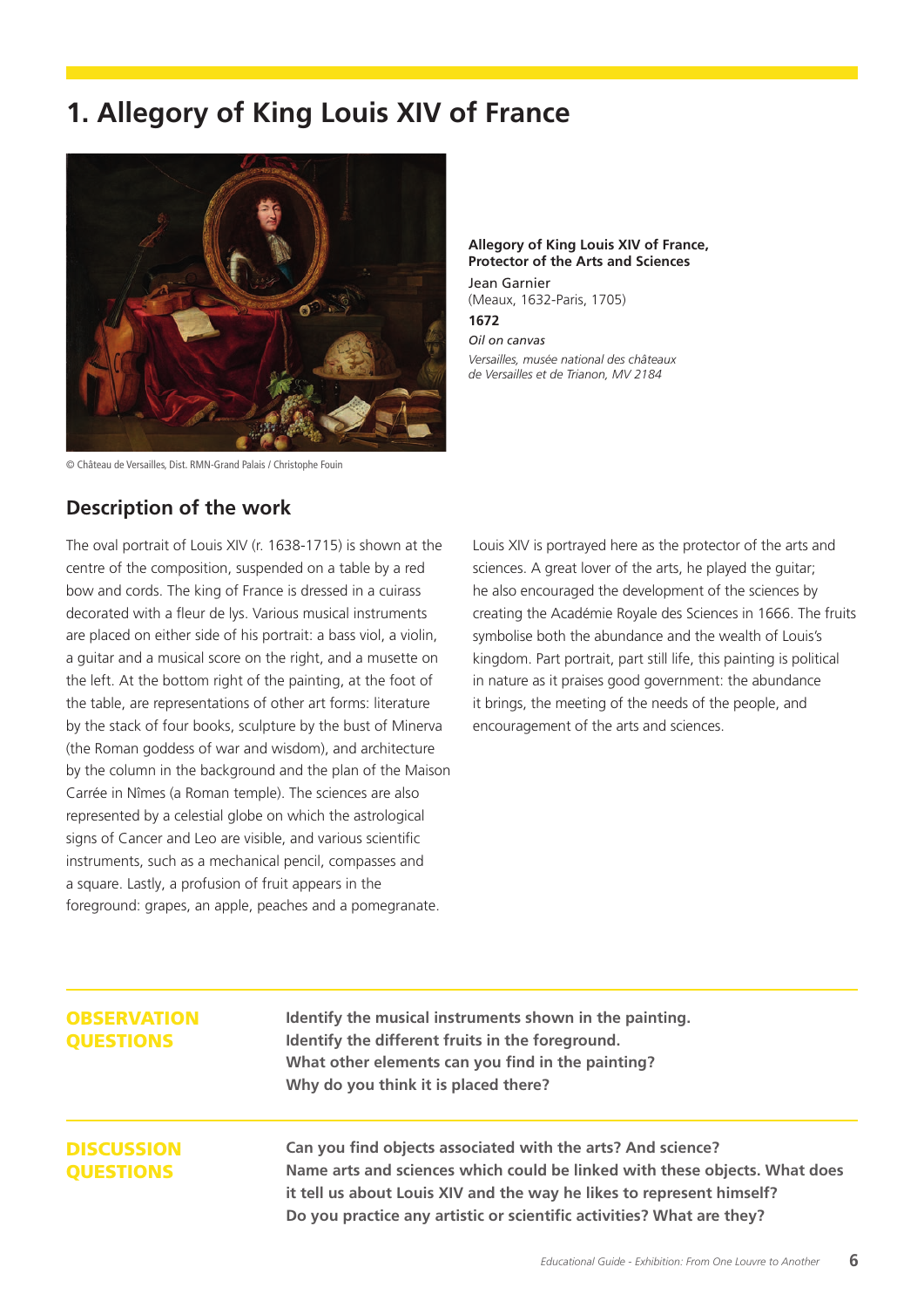# 1. Allegory of King Louis XIV of France

© Château de Versailles, Dist. RMN-Grand Palais / Christophe Fouin

**Allegory of King Louis XIV of France, Protector of the Arts and Sciences**
Jean Garnier
(Meaux, 1632-Paris, 1705)
**1672**
*Oil on canvas*
*Versailles, musée national des châteaux de Versailles et de Trianon, MV 2184*

## Description of the work

The oval portrait of Louis XIV (r. 1638-1715) is shown at the centre of the composition, suspended on a table by a red bow and cords. The king of France is dressed in a cuirass decorated with a fleur de lys. Various musical instruments are placed on either side of his portrait: a bass viol, a violin, a guitar and a musical score on the right, and a musette on the left. At the bottom right of the painting, at the foot of the table, are representations of other art forms: literature by the stack of four books, sculpture by the bust of Minerva (the Roman goddess of war and wisdom), and architecture by the column in the background and the plan of the Maison Carrée in Nîmes (a Roman temple). The sciences are also represented by a celestial globe on which the astrological signs of Cancer and Leo are visible, and various scientific instruments, such as a mechanical pencil, compasses and a square. Lastly, a profusion of fruit appears in the foreground: grapes, an apple, peaches and a pomegranate.

Louis XIV is portrayed here as the protector of the arts and sciences. A great lover of the arts, he played the guitar; he also encouraged the development of the sciences by creating the Académie Royale des Sciences in 1666. The fruits symbolise both the abundance and the wealth of Louis's kingdom. Part portrait, part still life, this painting is political in nature as it praises good government: the abundance it brings, the meeting of the needs of the people, and encouragement of the arts and sciences.

### OBSERVATION QUESTIONS

**Identify the musical instruments shown in the painting.**
**Identify the different fruits in the foreground.**
**What other elements can you find in the painting?**
**Why do you think it is placed there?**

### DISCUSSION QUESTIONS

**Can you find objects associated with the arts? And science?**
**Name arts and sciences which could be linked with these objects. What does it tell us about Louis XIV and the way he likes to represent himself?**
**Do you practice any artistic or scientific activities? What are they?**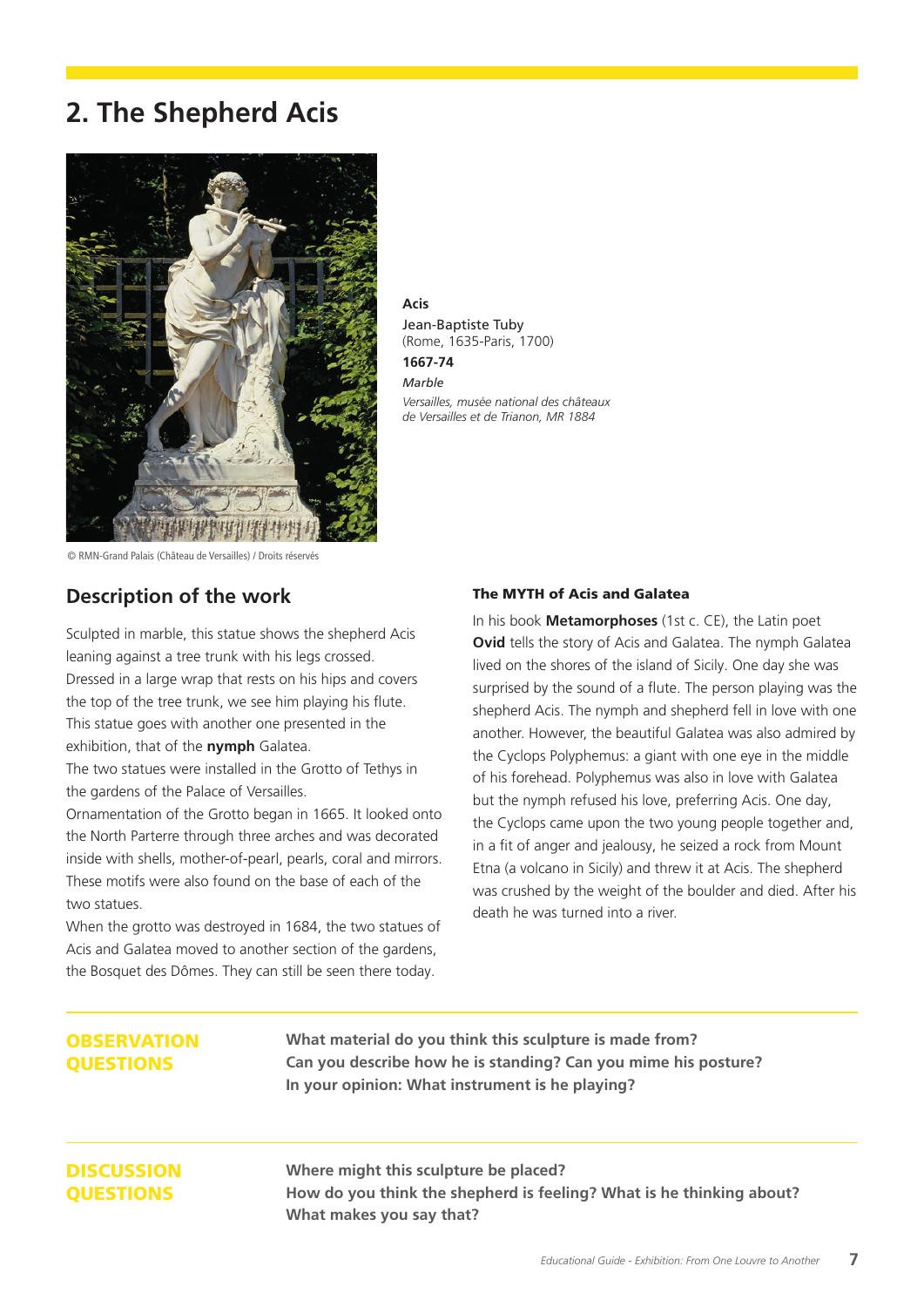## 2. The Shepherd Acis

© RMN-Grand Palais (Château de Versailles) / Droits réservés

**Acis**
Jean-Baptiste Tuby
(Rome, 1635-Paris, 1700)
**1667-74**
*Marble*
*Versailles, musée national des châteaux de Versailles et de Trianon, MR 1884*

### Description of the work

Sculpted in marble, this statue shows the shepherd Acis leaning against a tree trunk with his legs crossed. Dressed in a large wrap that rests on his hips and covers the top of the tree trunk, we see him playing his flute. This statue goes with another one presented in the exhibition, that of the **nymph** Galatea.

The two statues were installed in the Grotto of Tethys in the gardens of the Palace of Versailles.

Ornamentation of the Grotto began in 1665. It looked onto the North Parterre through three arches and was decorated inside with shells, mother-of-pearl, pearls, coral and mirrors. These motifs were also found on the base of each of the two statues.

When the grotto was destroyed in 1684, the two statues of Acis and Galatea moved to another section of the gardens, the Bosquet des Dômes. They can still be seen there today.

#### The MYTH of Acis and Galatea

In his book **Metamorphoses** (1st c. CE), the Latin poet **Ovid** tells the story of Acis and Galatea. The nymph Galatea lived on the shores of the island of Sicily. One day she was surprised by the sound of a flute. The person playing was the shepherd Acis. The nymph and shepherd fell in love with one another. However, the beautiful Galatea was also admired by the Cyclops Polyphemus: a giant with one eye in the middle of his forehead. Polyphemus was also in love with Galatea but the nymph refused his love, preferring Acis. One day, the Cyclops came upon the two young people together and, in a fit of anger and jealousy, he seized a rock from Mount Etna (a volcano in Sicily) and threw it at Acis. The shepherd was crushed by the weight of the boulder and died. After his death he was turned into a river.

### OBSERVATION QUESTIONS

**What material do you think this sculpture is made from?**
**Can you describe how he is standing? Can you mime his posture?**
**In your opinion: What instrument is he playing?**

### DISCUSSION QUESTIONS

**Where might this sculpture be placed?**
**How do you think the shepherd is feeling? What is he thinking about?**
**What makes you say that?**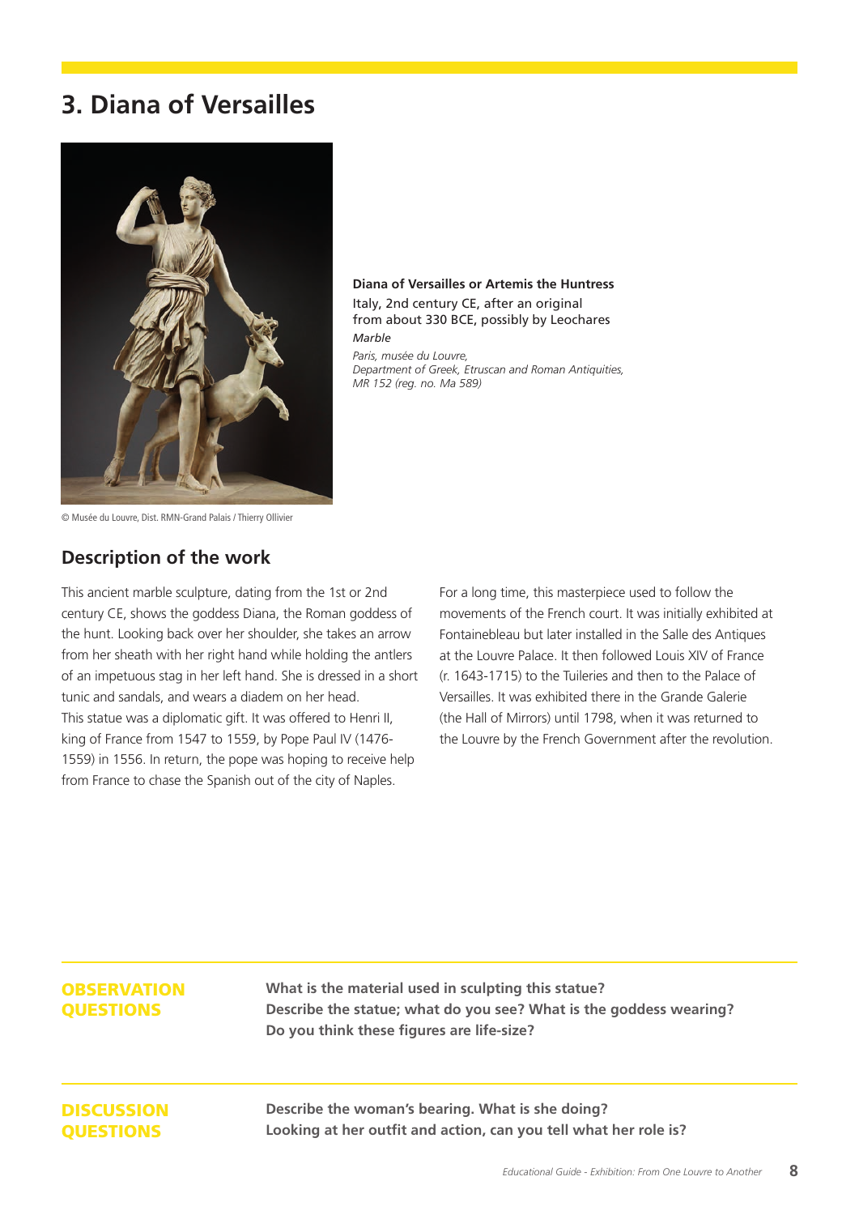# 3. Diana of Versailles

© Musée du Louvre, Dist. RMN-Grand Palais / Thierry Ollivier

**Diana of Versailles or Artemis the Huntress**
Italy, 2nd century CE, after an original from about 330 BCE, possibly by Leochares
*Marble*
*Paris, musée du Louvre,*
*Department of Greek, Etruscan and Roman Antiquities,*
*MR 152 (reg. no. Ma 589)*

## Description of the work

This ancient marble sculpture, dating from the 1st or 2nd century CE, shows the goddess Diana, the Roman goddess of the hunt. Looking back over her shoulder, she takes an arrow from her sheath with her right hand while holding the antlers of an impetuous stag in her left hand. She is dressed in a short tunic and sandals, and wears a diadem on her head.
This statue was a diplomatic gift. It was offered to Henri II, king of France from 1547 to 1559, by Pope Paul IV (1476-1559) in 1556. In return, the pope was hoping to receive help from France to chase the Spanish out of the city of Naples.

For a long time, this masterpiece used to follow the movements of the French court. It was initially exhibited at Fontainebleau but later installed in the Salle des Antiques at the Louvre Palace. It then followed Louis XIV of France (r. 1643-1715) to the Tuileries and then to the Palace of Versailles. It was exhibited there in the Grande Galerie (the Hall of Mirrors) until 1798, when it was returned to the Louvre by the French Government after the revolution.

**OBSERVATION QUESTIONS**

**What is the material used in sculpting this statue?**
**Describe the statue; what do you see? What is the goddess wearing?**
**Do you think these figures are life-size?**

**DISCUSSION QUESTIONS**

**Describe the woman's bearing. What is she doing?**
**Looking at her outfit and action, can you tell what her role is?**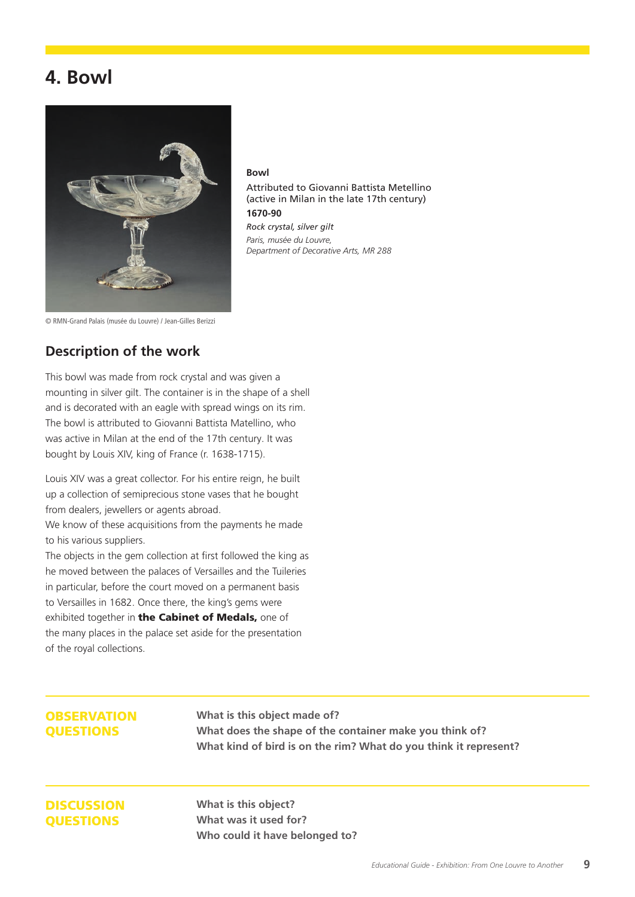# 4. Bowl

© RMN-Grand Palais (musée du Louvre) / Jean-Gilles Berizzi

**Bowl**
Attributed to Giovanni Battista Metellino
(active in Milan in the late 17th century)
**1670-90**
*Rock crystal, silver gilt*
*Paris, musée du Louvre,*
*Department of Decorative Arts, MR 288*

## Description of the work

This bowl was made from rock crystal and was given a mounting in silver gilt. The container is in the shape of a shell and is decorated with an eagle with spread wings on its rim. The bowl is attributed to Giovanni Battista Matellino, who was active in Milan at the end of the 17th century. It was bought by Louis XIV, king of France (r. 1638-1715).

Louis XIV was a great collector. For his entire reign, he built up a collection of semiprecious stone vases that he bought from dealers, jewellers or agents abroad.
We know of these acquisitions from the payments he made to his various suppliers.
The objects in the gem collection at first followed the king as he moved between the palaces of Versailles and the Tuileries in particular, before the court moved on a permanent basis to Versailles in 1682. Once there, the king's gems were exhibited together in **the Cabinet of Medals,** one of the many places in the palace set aside for the presentation of the royal collections.

## OBSERVATION QUESTIONS

**What is this object made of?**
**What does the shape of the container make you think of?**
**What kind of bird is on the rim? What do you think it represent?**

## DISCUSSION QUESTIONS

**What is this object?**
**What was it used for?**
**Who could it have belonged to?**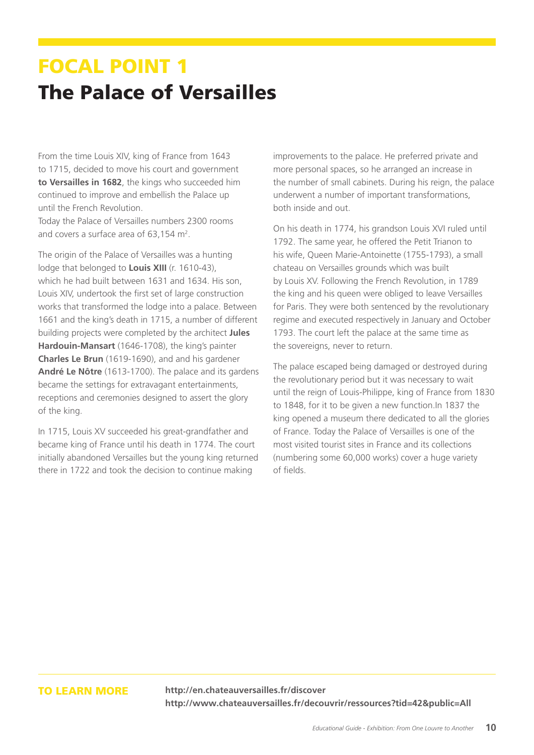# FOCAL POINT 1

# The Palace of Versailles

From the time Louis XIV, king of France from 1643 to 1715, decided to move his court and government **to Versailles in 1682**, the kings who succeeded him continued to improve and embellish the Palace up until the French Revolution.
Today the Palace of Versailles numbers 2300 rooms and covers a surface area of 63,154 m².

The origin of the Palace of Versailles was a hunting lodge that belonged to **Louis XIII** (r. 1610-43), which he had built between 1631 and 1634. His son, Louis XIV, undertook the first set of large construction works that transformed the lodge into a palace. Between 1661 and the king's death in 1715, a number of different building projects were completed by the architect **Jules Hardouin-Mansart** (1646-1708), the king's painter **Charles Le Brun** (1619-1690), and and his gardener **André Le Nôtre** (1613-1700). The palace and its gardens became the settings for extravagant entertainments, receptions and ceremonies designed to assert the glory of the king.

In 1715, Louis XV succeeded his great-grandfather and became king of France until his death in 1774. The court initially abandoned Versailles but the young king returned there in 1722 and took the decision to continue making improvements to the palace. He preferred private and more personal spaces, so he arranged an increase in the number of small cabinets. During his reign, the palace underwent a number of important transformations, both inside and out.

On his death in 1774, his grandson Louis XVI ruled until 1792. The same year, he offered the Petit Trianon to his wife, Queen Marie-Antoinette (1755-1793), a small chateau on Versailles grounds which was built by Louis XV. Following the French Revolution, in 1789 the king and his queen were obliged to leave Versailles for Paris. They were both sentenced by the revolutionary regime and executed respectively in January and October 1793. The court left the palace at the same time as the sovereigns, never to return.

The palace escaped being damaged or destroyed during the revolutionary period but it was necessary to wait until the reign of Louis-Philippe, king of France from 1830 to 1848, for it to be given a new function.In 1837 the king opened a museum there dedicated to all the glories of France. Today the Palace of Versailles is one of the most visited tourist sites in France and its collections (numbering some 60,000 works) cover a huge variety of fields.

**TO LEARN MORE**

**http://en.chateauversailles.fr/discover**
**http://www.chateauversailles.fr/decouvrir/ressources?tid=42&public=All**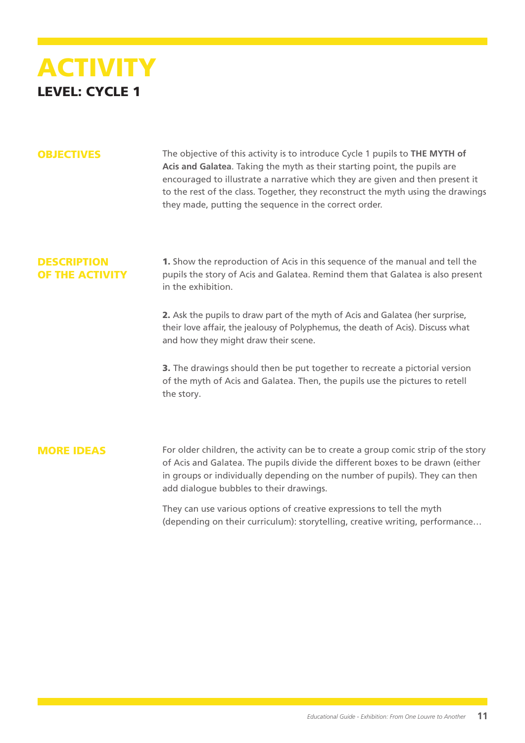# ACTIVITY

## LEVEL: CYCLE 1

### OBJECTIVES

The objective of this activity is to introduce Cycle 1 pupils to **THE MYTH of Acis and Galatea**. Taking the myth as their starting point, the pupils are encouraged to illustrate a narrative which they are given and then present it to the rest of the class. Together, they reconstruct the myth using the drawings they made, putting the sequence in the correct order.

### DESCRIPTION OF THE ACTIVITY

**1.** Show the reproduction of Acis in this sequence of the manual and tell the pupils the story of Acis and Galatea. Remind them that Galatea is also present in the exhibition.

**2.** Ask the pupils to draw part of the myth of Acis and Galatea (her surprise, their love affair, the jealousy of Polyphemus, the death of Acis). Discuss what and how they might draw their scene.

**3.** The drawings should then be put together to recreate a pictorial version of the myth of Acis and Galatea. Then, the pupils use the pictures to retell the story.

### MORE IDEAS

For older children, the activity can be to create a group comic strip of the story of Acis and Galatea. The pupils divide the different boxes to be drawn (either in groups or individually depending on the number of pupils). They can then add dialogue bubbles to their drawings.

They can use various options of creative expressions to tell the myth (depending on their curriculum): storytelling, creative writing, performance…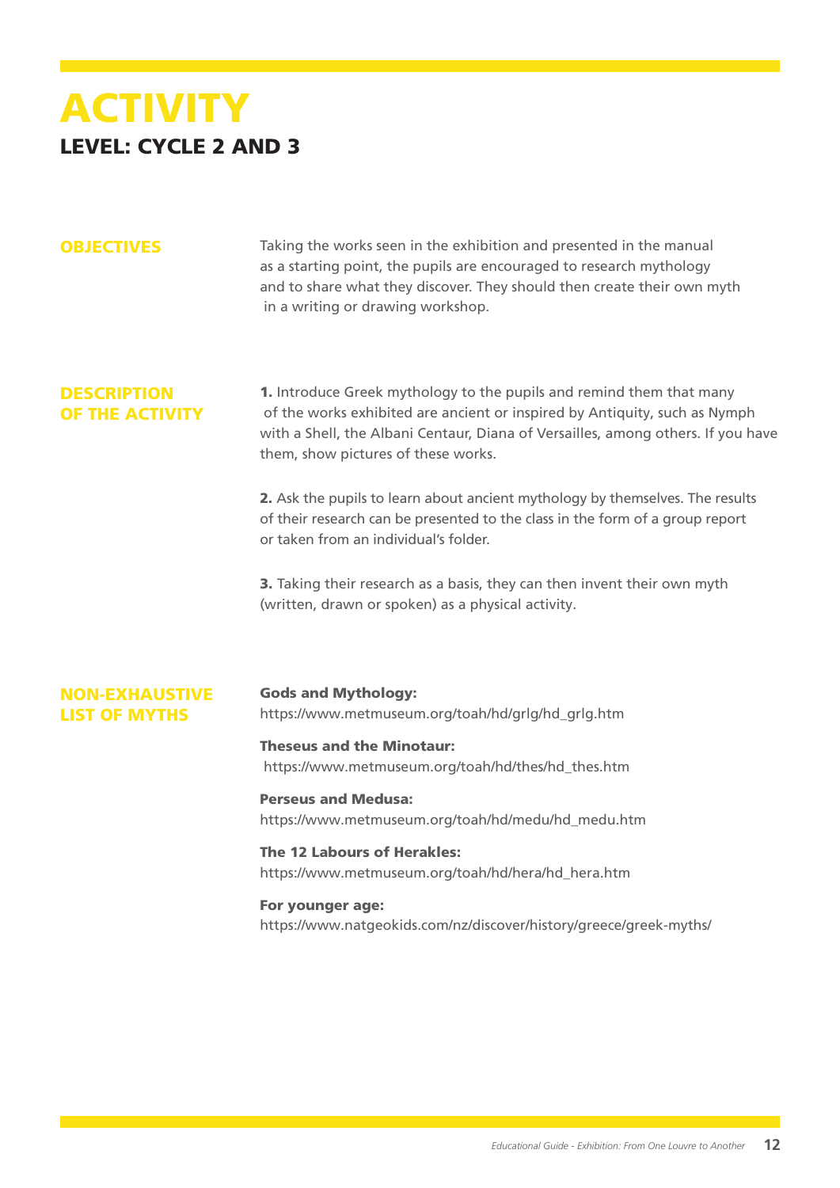# ACTIVITY

## LEVEL: CYCLE 2 AND 3

### OBJECTIVES

Taking the works seen in the exhibition and presented in the manual as a starting point, the pupils are encouraged to research mythology and to share what they discover. They should then create their own myth in a writing or drawing workshop.

### DESCRIPTION OF THE ACTIVITY

**1.** Introduce Greek mythology to the pupils and remind them that many of the works exhibited are ancient or inspired by Antiquity, such as Nymph with a Shell, the Albani Centaur, Diana of Versailles, among others. If you have them, show pictures of these works.

**2.** Ask the pupils to learn about ancient mythology by themselves. The results of their research can be presented to the class in the form of a group report or taken from an individual's folder.

**3.** Taking their research as a basis, they can then invent their own myth (written, drawn or spoken) as a physical activity.

### NON-EXHAUSTIVE LIST OF MYTHS

**Gods and Mythology:**
https://www.metmuseum.org/toah/hd/grlg/hd_grlg.htm

**Theseus and the Minotaur:**
https://www.metmuseum.org/toah/hd/thes/hd_thes.htm

**Perseus and Medusa:**
https://www.metmuseum.org/toah/hd/medu/hd_medu.htm

**The 12 Labours of Herakles:**
https://www.metmuseum.org/toah/hd/hera/hd_hera.htm

**For younger age:**
https://www.natgeokids.com/nz/discover/history/greece/greek-myths/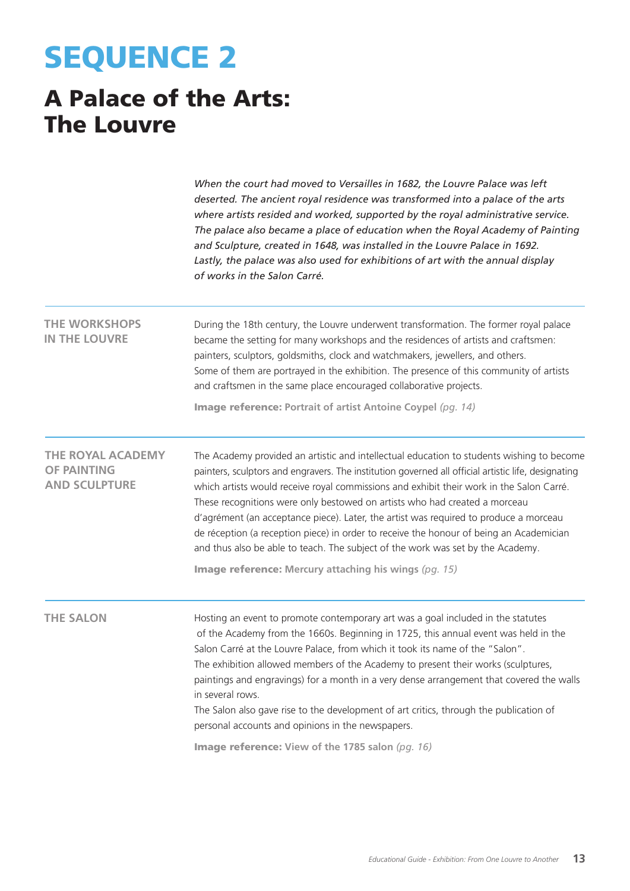# SEQUENCE 2

## A Palace of the Arts: The Louvre

*When the court had moved to Versailles in 1682, the Louvre Palace was left deserted. The ancient royal residence was transformed into a palace of the arts where artists resided and worked, supported by the royal administrative service. The palace also became a place of education when the Royal Academy of Painting and Sculpture, created in 1648, was installed in the Louvre Palace in 1692. Lastly, the palace was also used for exhibitions of art with the annual display of works in the Salon Carré.*

### THE WORKSHOPS IN THE LOUVRE

During the 18th century, the Louvre underwent transformation. The former royal palace became the setting for many workshops and the residences of artists and craftsmen: painters, sculptors, goldsmiths, clock and watchmakers, jewellers, and others. Some of them are portrayed in the exhibition. The presence of this community of artists and craftsmen in the same place encouraged collaborative projects.

**Image reference: Portrait of artist Antoine Coypel** *(pg. 14)*

### THE ROYAL ACADEMY OF PAINTING AND SCULPTURE

The Academy provided an artistic and intellectual education to students wishing to become painters, sculptors and engravers. The institution governed all official artistic life, designating which artists would receive royal commissions and exhibit their work in the Salon Carré. These recognitions were only bestowed on artists who had created a morceau d'agrément (an acceptance piece). Later, the artist was required to produce a morceau de réception (a reception piece) in order to receive the honour of being an Academician and thus also be able to teach. The subject of the work was set by the Academy.

**Image reference: Mercury attaching his wings** *(pg. 15)*

### THE SALON

Hosting an event to promote contemporary art was a goal included in the statutes of the Academy from the 1660s. Beginning in 1725, this annual event was held in the Salon Carré at the Louvre Palace, from which it took its name of the "Salon".
The exhibition allowed members of the Academy to present their works (sculptures, paintings and engravings) for a month in a very dense arrangement that covered the walls in several rows.
The Salon also gave rise to the development of art critics, through the publication of personal accounts and opinions in the newspapers.

**Image reference: View of the 1785 salon** *(pg. 16)*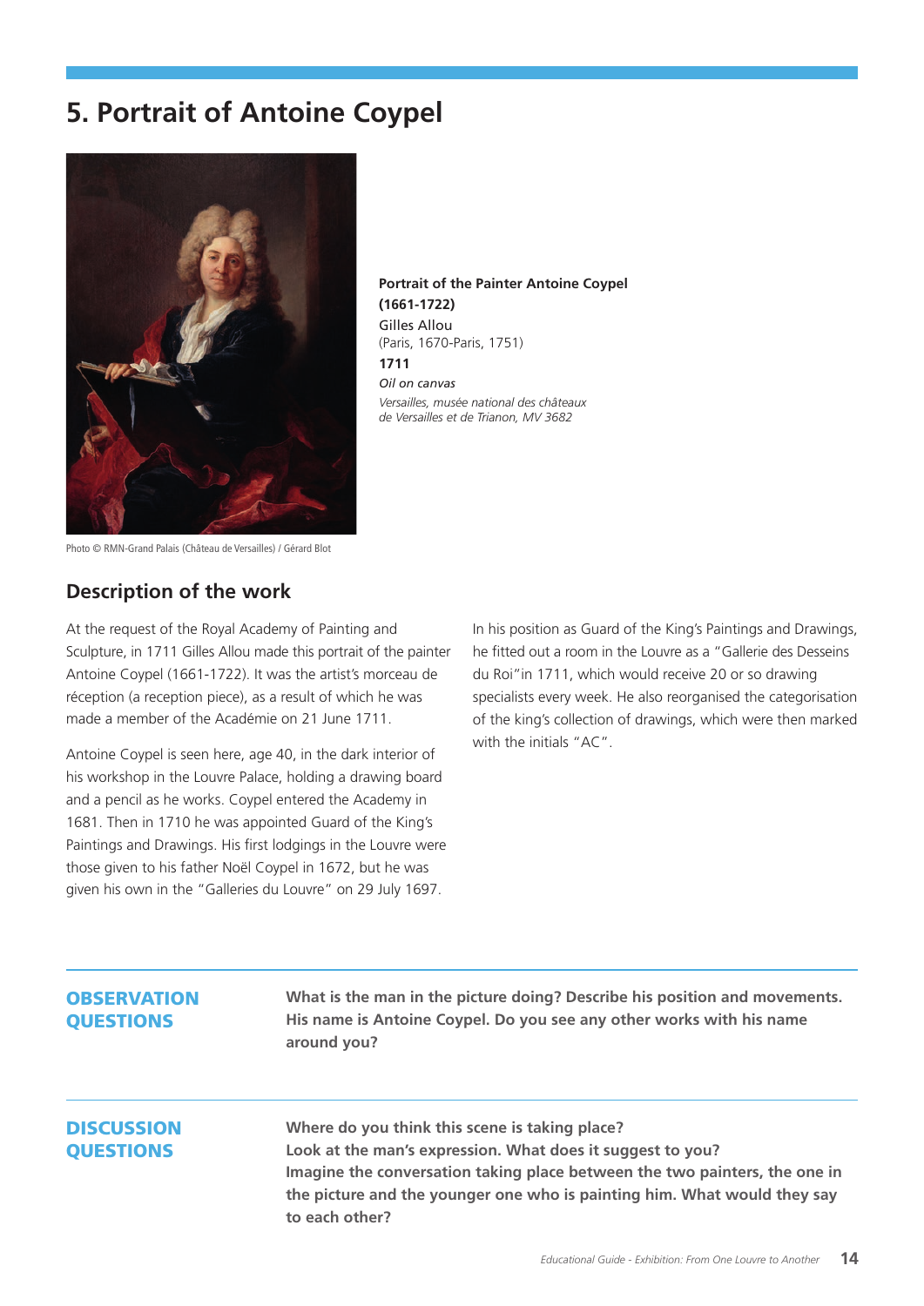# 5. Portrait of Antoine Coypel

Photo © RMN-Grand Palais (Château de Versailles) / Gérard Blot

**Portrait of the Painter Antoine Coypel (1661-1722)**
Gilles Allou
(Paris, 1670-Paris, 1751)
**1711**
*Oil on canvas*
*Versailles, musée national des châteaux de Versailles et de Trianon, MV 3682*

## Description of the work

At the request of the Royal Academy of Painting and Sculpture, in 1711 Gilles Allou made this portrait of the painter Antoine Coypel (1661-1722). It was the artist's morceau de réception (a reception piece), as a result of which he was made a member of the Académie on 21 June 1711.

Antoine Coypel is seen here, age 40, in the dark interior of his workshop in the Louvre Palace, holding a drawing board and a pencil as he works. Coypel entered the Academy in 1681. Then in 1710 he was appointed Guard of the King's Paintings and Drawings. His first lodgings in the Louvre were those given to his father Noël Coypel in 1672, but he was given his own in the "Galleries du Louvre" on 29 July 1697.

In his position as Guard of the King's Paintings and Drawings, he fitted out a room in the Louvre as a "Gallerie des Desseins du Roi"in 1711, which would receive 20 or so drawing specialists every week. He also reorganised the categorisation of the king's collection of drawings, which were then marked with the initials "AC".

**OBSERVATION QUESTIONS**

**What is the man in the picture doing? Describe his position and movements. His name is Antoine Coypel. Do you see any other works with his name around you?**

**DISCUSSION QUESTIONS**

**Where do you think this scene is taking place?**
**Look at the man's expression. What does it suggest to you?**
**Imagine the conversation taking place between the two painters, the one in the picture and the younger one who is painting him. What would they say to each other?**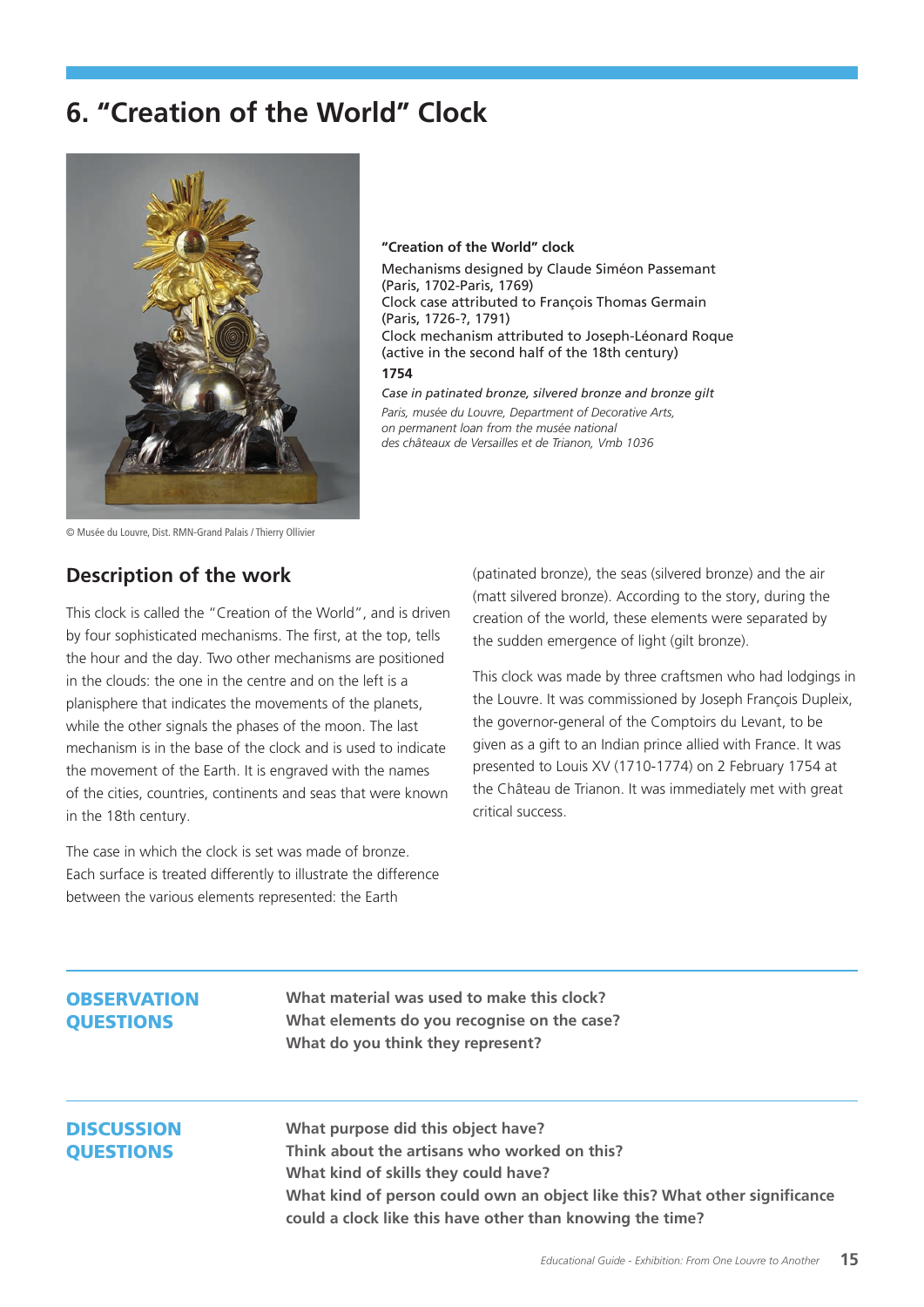# 6. "Creation of the World" Clock

© Musée du Louvre, Dist. RMN-Grand Palais / Thierry Ollivier

**"Creation of the World" clock**

Mechanisms designed by Claude Siméon Passemant (Paris, 1702-Paris, 1769)
Clock case attributed to François Thomas Germain (Paris, 1726-?, 1791)
Clock mechanism attributed to Joseph-Léonard Roque (active in the second half of the 18th century)

**1754**

*Case in patinated bronze, silvered bronze and bronze gilt*

*Paris, musée du Louvre, Department of Decorative Arts, on permanent loan from the musée national des châteaux de Versailles et de Trianon, Vmb 1036*

## Description of the work

This clock is called the "Creation of the World", and is driven by four sophisticated mechanisms. The first, at the top, tells the hour and the day. Two other mechanisms are positioned in the clouds: the one in the centre and on the left is a planisphere that indicates the movements of the planets, while the other signals the phases of the moon. The last mechanism is in the base of the clock and is used to indicate the movement of the Earth. It is engraved with the names of the cities, countries, continents and seas that were known in the 18th century.

The case in which the clock is set was made of bronze. Each surface is treated differently to illustrate the difference between the various elements represented: the Earth (patinated bronze), the seas (silvered bronze) and the air (matt silvered bronze). According to the story, during the creation of the world, these elements were separated by the sudden emergence of light (gilt bronze).

This clock was made by three craftsmen who had lodgings in the Louvre. It was commissioned by Joseph François Dupleix, the governor-general of the Comptoirs du Levant, to be given as a gift to an Indian prince allied with France. It was presented to Louis XV (1710-1774) on 2 February 1754 at the Château de Trianon. It was immediately met with great critical success.

## OBSERVATION QUESTIONS

**What material was used to make this clock?**
**What elements do you recognise on the case?**
**What do you think they represent?**

## DISCUSSION QUESTIONS

**What purpose did this object have?**
**Think about the artisans who worked on this?**
**What kind of skills they could have?**
**What kind of person could own an object like this? What other significance could a clock like this have other than knowing the time?**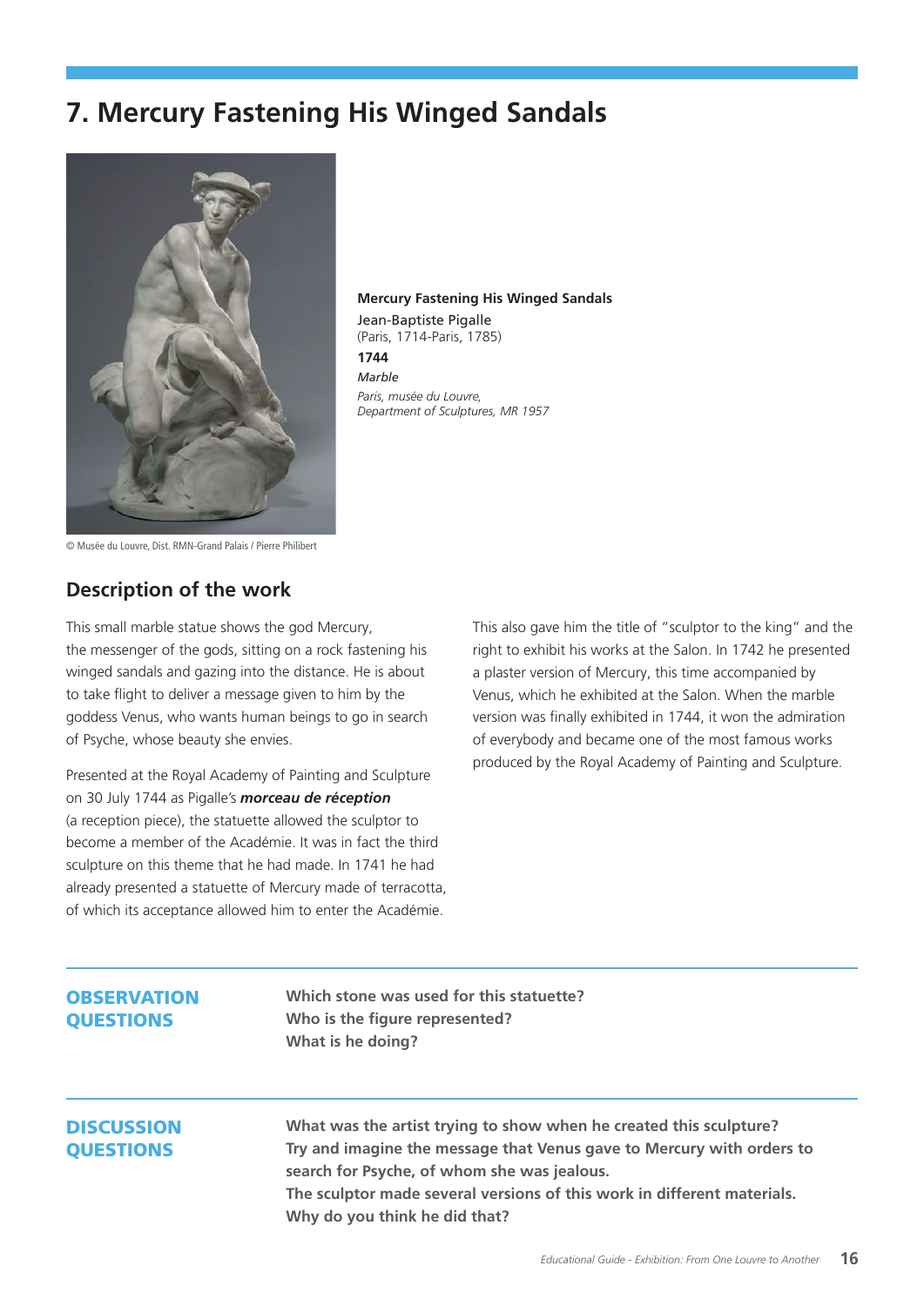# 7. Mercury Fastening His Winged Sandals

© Musée du Louvre, Dist. RMN-Grand Palais / Pierre Philibert

**Mercury Fastening His Winged Sandals**
Jean-Baptiste Pigalle
(Paris, 1714-Paris, 1785)
**1744**
*Marble*
*Paris, musée du Louvre,*
*Department of Sculptures, MR 1957*

## Description of the work

This small marble statue shows the god Mercury, the messenger of the gods, sitting on a rock fastening his winged sandals and gazing into the distance. He is about to take flight to deliver a message given to him by the goddess Venus, who wants human beings to go in search of Psyche, whose beauty she envies.

Presented at the Royal Academy of Painting and Sculpture on 30 July 1744 as Pigalle's ***morceau de réception*** (a reception piece), the statuette allowed the sculptor to become a member of the Académie. It was in fact the third sculpture on this theme that he had made. In 1741 he had already presented a statuette of Mercury made of terracotta, of which its acceptance allowed him to enter the Académie. This also gave him the title of "sculptor to the king" and the right to exhibit his works at the Salon. In 1742 he presented a plaster version of Mercury, this time accompanied by Venus, which he exhibited at the Salon. When the marble version was finally exhibited in 1744, it won the admiration of everybody and became one of the most famous works produced by the Royal Academy of Painting and Sculpture.

### OBSERVATION QUESTIONS

**Which stone was used for this statuette?**
**Who is the figure represented?**
**What is he doing?**

### DISCUSSION QUESTIONS

**What was the artist trying to show when he created this sculpture?**
**Try and imagine the message that Venus gave to Mercury with orders to search for Psyche, of whom she was jealous.**
**The sculptor made several versions of this work in different materials. Why do you think he did that?**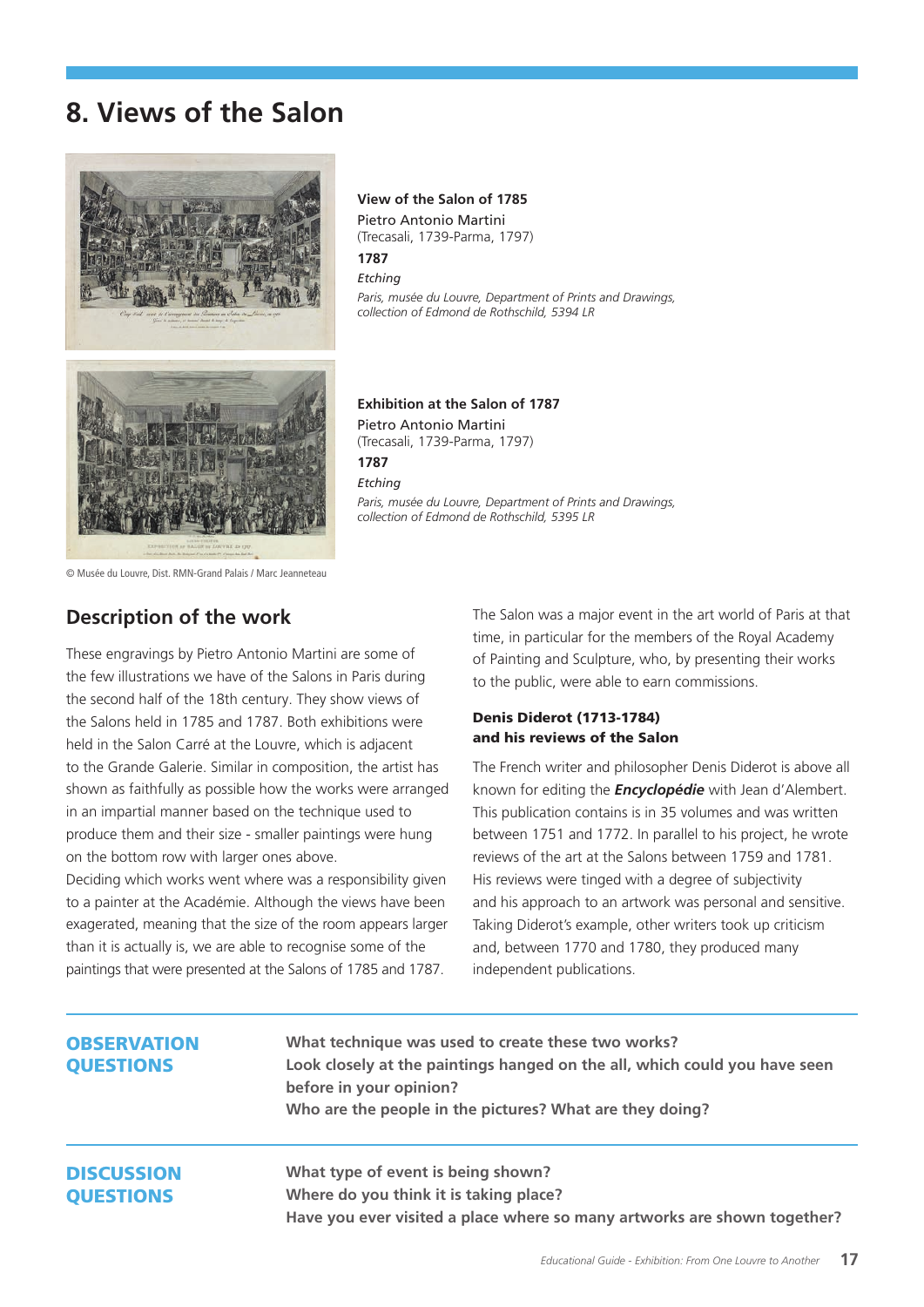# 8. Views of the Salon

**View of the Salon of 1785**
Pietro Antonio Martini
(Trecasali, 1739-Parma, 1797)
**1787**
*Etching*
*Paris, musée du Louvre, Department of Prints and Drawings, collection of Edmond de Rothschild, 5394 LR*

**Exhibition at the Salon of 1787**
Pietro Antonio Martini
(Trecasali, 1739-Parma, 1797)
**1787**
*Etching*
*Paris, musée du Louvre, Department of Prints and Drawings, collection of Edmond de Rothschild, 5395 LR*

© Musée du Louvre, Dist. RMN-Grand Palais / Marc Jeanneteau

## Description of the work

These engravings by Pietro Antonio Martini are some of the few illustrations we have of the Salons in Paris during the second half of the 18th century. They show views of the Salons held in 1785 and 1787. Both exhibitions were held in the Salon Carré at the Louvre, which is adjacent to the Grande Galerie. Similar in composition, the artist has shown as faithfully as possible how the works were arranged in an impartial manner based on the technique used to produce them and their size - smaller paintings were hung on the bottom row with larger ones above.
Deciding which works went where was a responsibility given to a painter at the Académie. Although the views have been exagerated, meaning that the size of the room appears larger than it is actually is, we are able to recognise some of the paintings that were presented at the Salons of 1785 and 1787.

The Salon was a major event in the art world of Paris at that time, in particular for the members of the Royal Academy of Painting and Sculpture, who, by presenting their works to the public, were able to earn commissions.

**Denis Diderot (1713-1784) and his reviews of the Salon**

The French writer and philosopher Denis Diderot is above all known for editing the ***Encyclopédie*** with Jean d'Alembert. This publication contains is in 35 volumes and was written between 1751 and 1772. In parallel to his project, he wrote reviews of the art at the Salons between 1759 and 1781. His reviews were tinged with a degree of subjectivity and his approach to an artwork was personal and sensitive. Taking Diderot's example, other writers took up criticism and, between 1770 and 1780, they produced many independent publications.

**OBSERVATION QUESTIONS**

**What technique was used to create these two works?**
**Look closely at the paintings hanged on the all, which could you have seen before in your opinion?**
**Who are the people in the pictures? What are they doing?**

**DISCUSSION QUESTIONS**

**What type of event is being shown?**
**Where do you think it is taking place?**
**Have you ever visited a place where so many artworks are shown together?**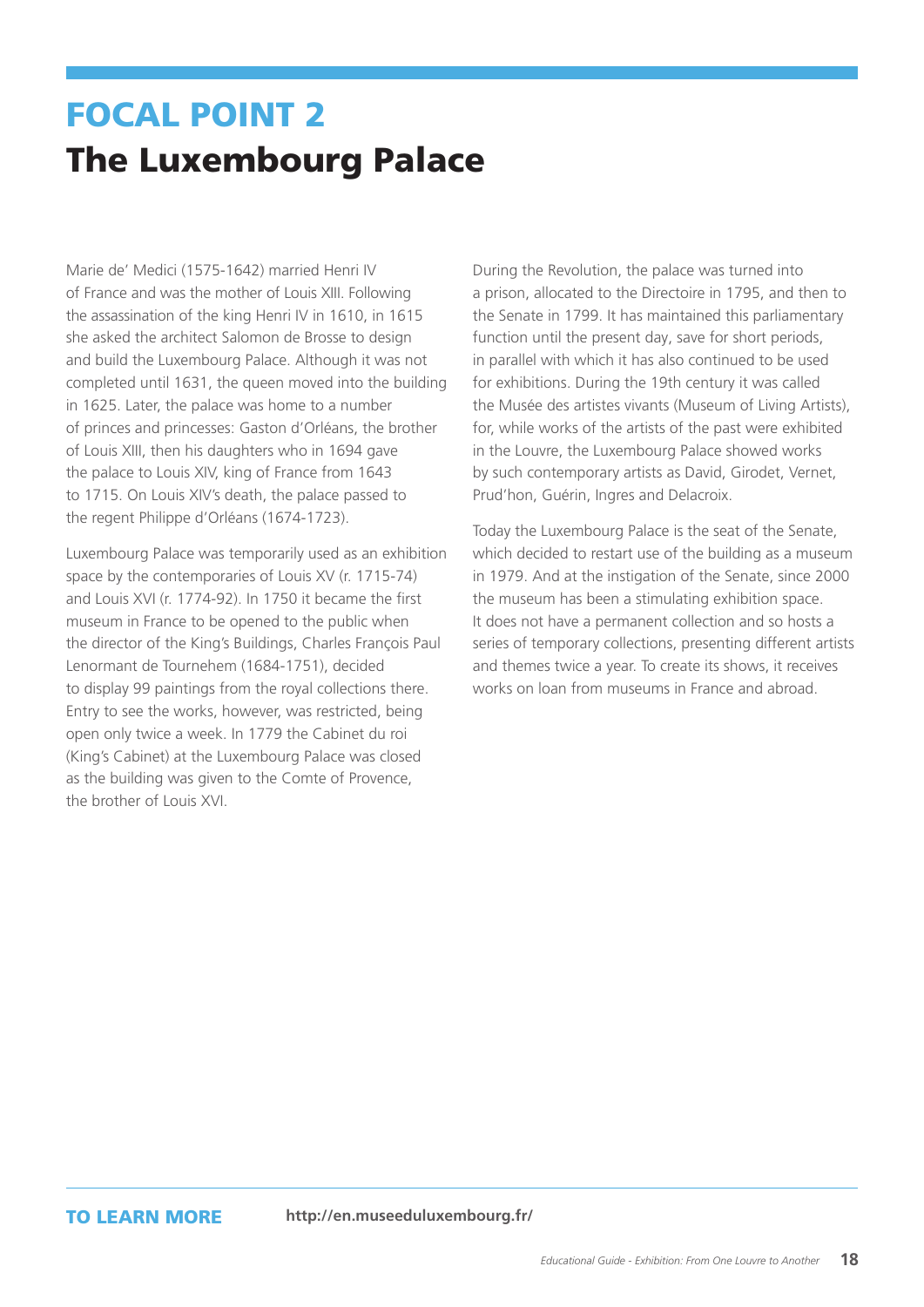# FOCAL POINT 2
## The Luxembourg Palace

Marie de' Medici (1575-1642) married Henri IV of France and was the mother of Louis XIII. Following the assassination of the king Henri IV in 1610, in 1615 she asked the architect Salomon de Brosse to design and build the Luxembourg Palace. Although it was not completed until 1631, the queen moved into the building in 1625. Later, the palace was home to a number of princes and princesses: Gaston d'Orléans, the brother of Louis XIII, then his daughters who in 1694 gave the palace to Louis XIV, king of France from 1643 to 1715. On Louis XIV's death, the palace passed to the regent Philippe d'Orléans (1674-1723).

Luxembourg Palace was temporarily used as an exhibition space by the contemporaries of Louis XV (r. 1715-74) and Louis XVI (r. 1774-92). In 1750 it became the first museum in France to be opened to the public when the director of the King's Buildings, Charles François Paul Lenormant de Tournehem (1684-1751), decided to display 99 paintings from the royal collections there. Entry to see the works, however, was restricted, being open only twice a week. In 1779 the Cabinet du roi (King's Cabinet) at the Luxembourg Palace was closed as the building was given to the Comte of Provence, the brother of Louis XVI.

During the Revolution, the palace was turned into a prison, allocated to the Directoire in 1795, and then to the Senate in 1799. It has maintained this parliamentary function until the present day, save for short periods, in parallel with which it has also continued to be used for exhibitions. During the 19th century it was called the Musée des artistes vivants (Museum of Living Artists), for, while works of the artists of the past were exhibited in the Louvre, the Luxembourg Palace showed works by such contemporary artists as David, Girodet, Vernet, Prud'hon, Guérin, Ingres and Delacroix.

Today the Luxembourg Palace is the seat of the Senate, which decided to restart use of the building as a museum in 1979. And at the instigation of the Senate, since 2000 the museum has been a stimulating exhibition space. It does not have a permanent collection and so hosts a series of temporary collections, presenting different artists and themes twice a year. To create its shows, it receives works on loan from museums in France and abroad.

**TO LEARN MORE** **http://en.museeduluxembourg.fr/**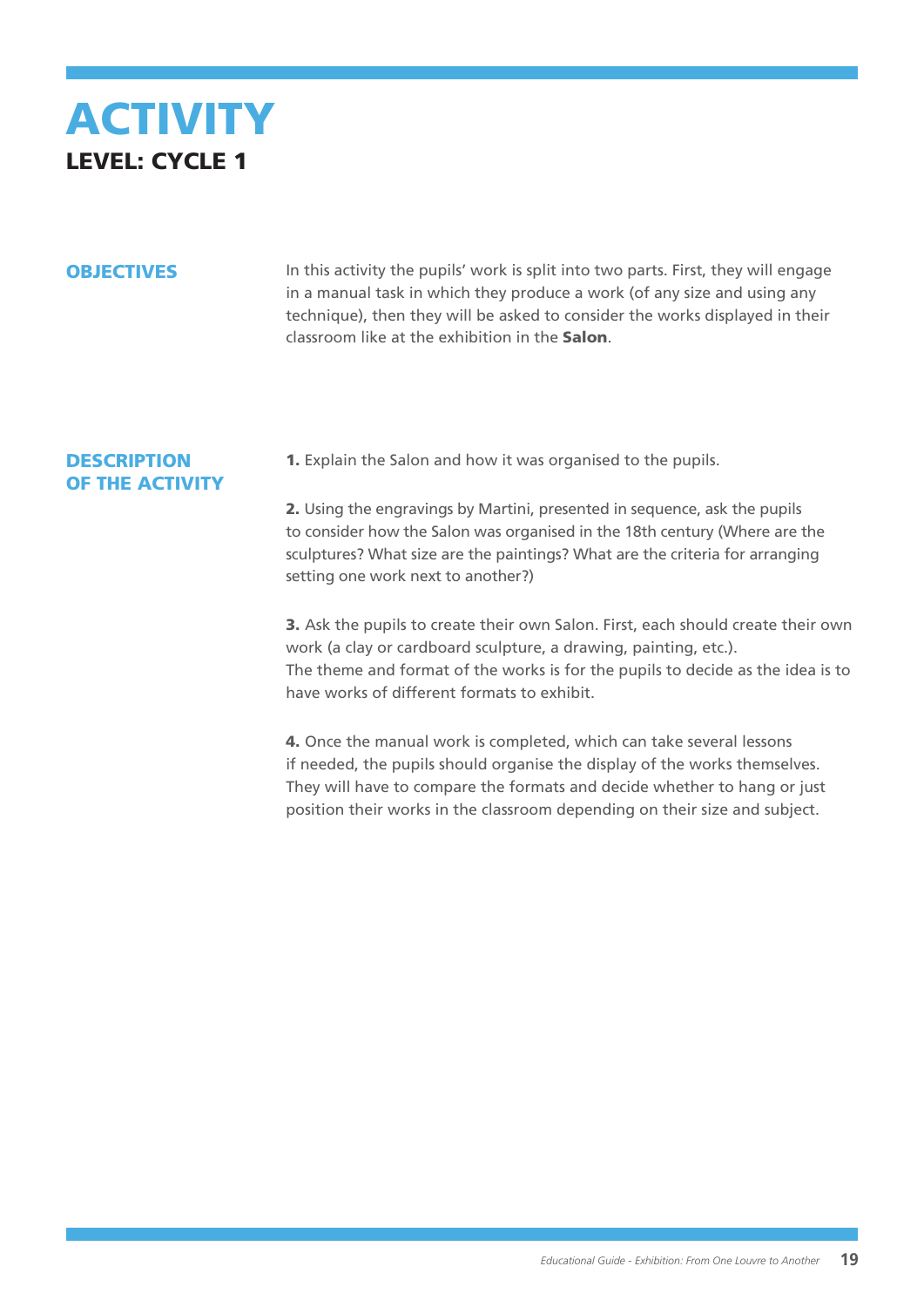# ACTIVITY

## LEVEL: CYCLE 1

### OBJECTIVES

In this activity the pupils' work is split into two parts. First, they will engage in a manual task in which they produce a work (of any size and using any technique), then they will be asked to consider the works displayed in their classroom like at the exhibition in the **Salon**.

### DESCRIPTION OF THE ACTIVITY

**1.** Explain the Salon and how it was organised to the pupils.

**2.** Using the engravings by Martini, presented in sequence, ask the pupils to consider how the Salon was organised in the 18th century (Where are the sculptures? What size are the paintings? What are the criteria for arranging setting one work next to another?)

**3.** Ask the pupils to create their own Salon. First, each should create their own work (a clay or cardboard sculpture, a drawing, painting, etc.). The theme and format of the works is for the pupils to decide as the idea is to have works of different formats to exhibit.

**4.** Once the manual work is completed, which can take several lessons if needed, the pupils should organise the display of the works themselves. They will have to compare the formats and decide whether to hang or just position their works in the classroom depending on their size and subject.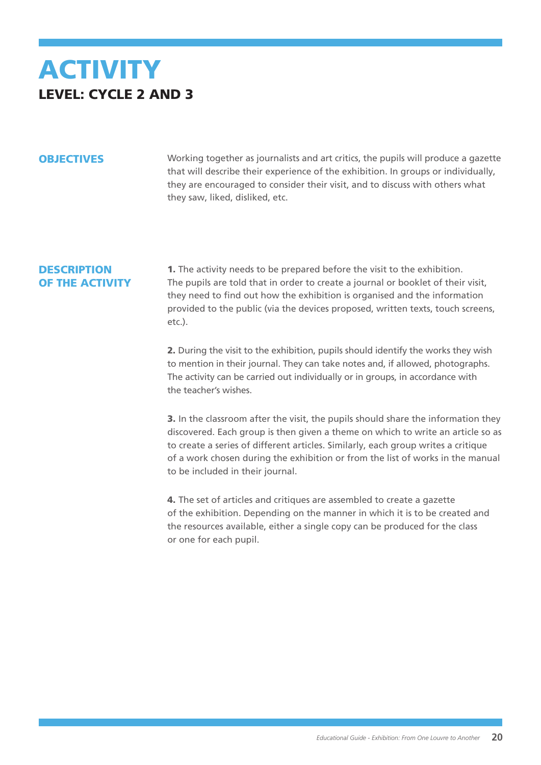# ACTIVITY

## LEVEL: CYCLE 2 AND 3

### OBJECTIVES

Working together as journalists and art critics, the pupils will produce a gazette that will describe their experience of the exhibition. In groups or individually, they are encouraged to consider their visit, and to discuss with others what they saw, liked, disliked, etc.

### DESCRIPTION OF THE ACTIVITY

**1.** The activity needs to be prepared before the visit to the exhibition. The pupils are told that in order to create a journal or booklet of their visit, they need to find out how the exhibition is organised and the information provided to the public (via the devices proposed, written texts, touch screens, etc.).

**2.** During the visit to the exhibition, pupils should identify the works they wish to mention in their journal. They can take notes and, if allowed, photographs. The activity can be carried out individually or in groups, in accordance with the teacher's wishes.

**3.** In the classroom after the visit, the pupils should share the information they discovered. Each group is then given a theme on which to write an article so as to create a series of different articles. Similarly, each group writes a critique of a work chosen during the exhibition or from the list of works in the manual to be included in their journal.

**4.** The set of articles and critiques are assembled to create a gazette of the exhibition. Depending on the manner in which it is to be created and the resources available, either a single copy can be produced for the class or one for each pupil.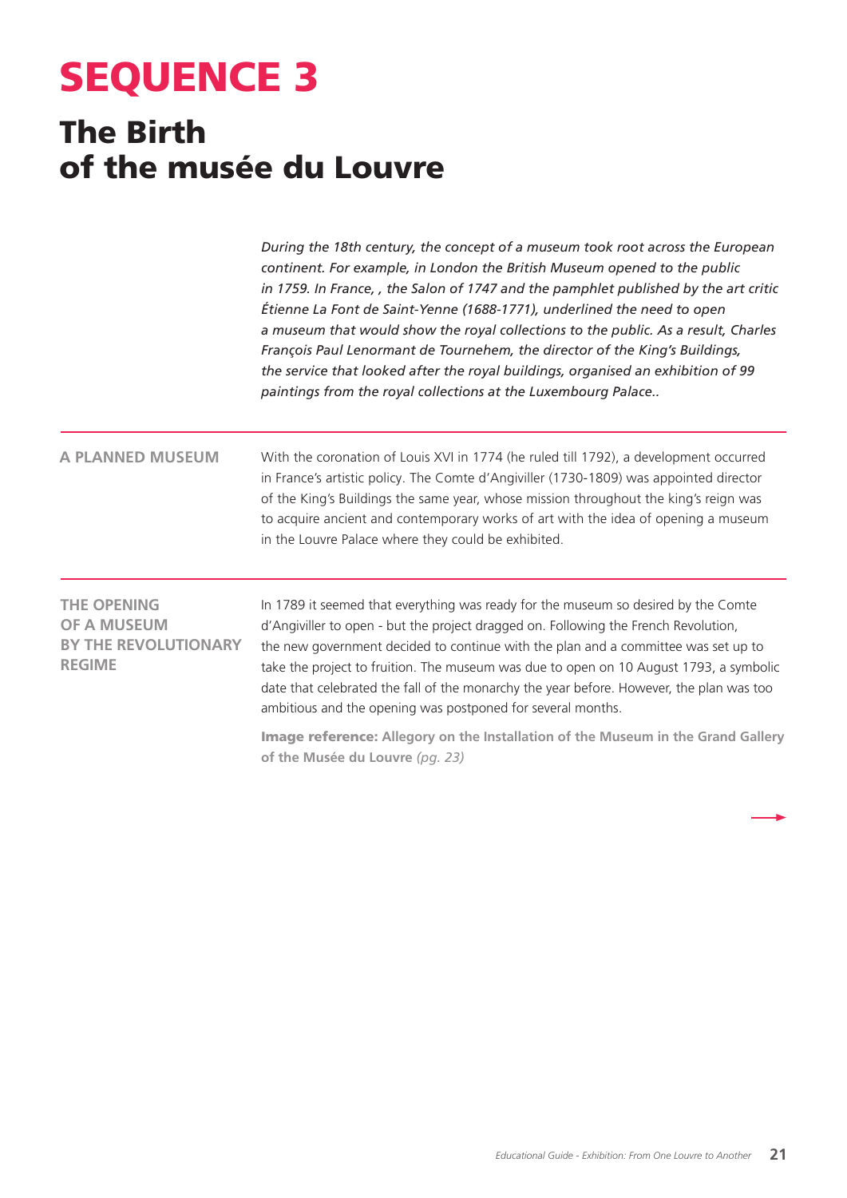# SEQUENCE 3

## The Birth of the musée du Louvre

*During the 18th century, the concept of a museum took root across the European continent. For example, in London the British Museum opened to the public in 1759. In France, , the Salon of 1747 and the pamphlet published by the art critic Étienne La Font de Saint-Yenne (1688-1771), underlined the need to open a museum that would show the royal collections to the public. As a result, Charles François Paul Lenormant de Tournehem, the director of the King's Buildings, the service that looked after the royal buildings, organised an exhibition of 99 paintings from the royal collections at the Luxembourg Palace..*

### A PLANNED MUSEUM

With the coronation of Louis XVI in 1774 (he ruled till 1792), a development occurred in France's artistic policy. The Comte d'Angiviller (1730-1809) was appointed director of the King's Buildings the same year, whose mission throughout the king's reign was to acquire ancient and contemporary works of art with the idea of opening a museum in the Louvre Palace where they could be exhibited.

### THE OPENING OF A MUSEUM BY THE REVOLUTIONARY REGIME

In 1789 it seemed that everything was ready for the museum so desired by the Comte d'Angiviller to open - but the project dragged on. Following the French Revolution, the new government decided to continue with the plan and a committee was set up to take the project to fruition. The museum was due to open on 10 August 1793, a symbolic date that celebrated the fall of the monarchy the year before. However, the plan was too ambitious and the opening was postponed for several months.

**Image reference: Allegory on the Installation of the Museum in the Grand Gallery of the Musée du Louvre** *(pg. 23)*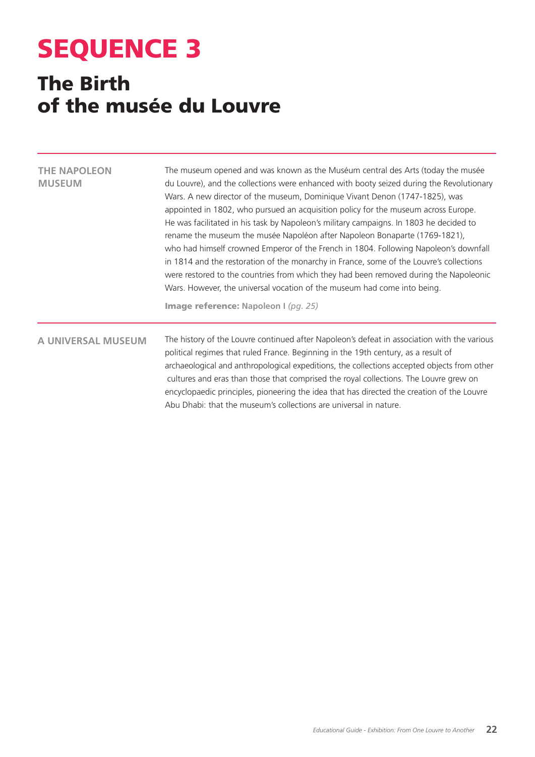# SEQUENCE 3

## The Birth of the musée du Louvre

### THE NAPOLEON MUSEUM

The museum opened and was known as the Muséum central des Arts (today the musée du Louvre), and the collections were enhanced with booty seized during the Revolutionary Wars. A new director of the museum, Dominique Vivant Denon (1747-1825), was appointed in 1802, who pursued an acquisition policy for the museum across Europe. He was facilitated in his task by Napoleon's military campaigns. In 1803 he decided to rename the museum the musée Napoléon after Napoleon Bonaparte (1769-1821), who had himself crowned Emperor of the French in 1804. Following Napoleon's downfall in 1814 and the restoration of the monarchy in France, some of the Louvre's collections were restored to the countries from which they had been removed during the Napoleonic Wars. However, the universal vocation of the museum had come into being.

**Image reference:** Napoleon I *(pg. 25)*

### A UNIVERSAL MUSEUM

The history of the Louvre continued after Napoleon's defeat in association with the various political regimes that ruled France. Beginning in the 19th century, as a result of archaeological and anthropological expeditions, the collections accepted objects from other cultures and eras than those that comprised the royal collections. The Louvre grew on encyclopaedic principles, pioneering the idea that has directed the creation of the Louvre Abu Dhabi: that the museum's collections are universal in nature.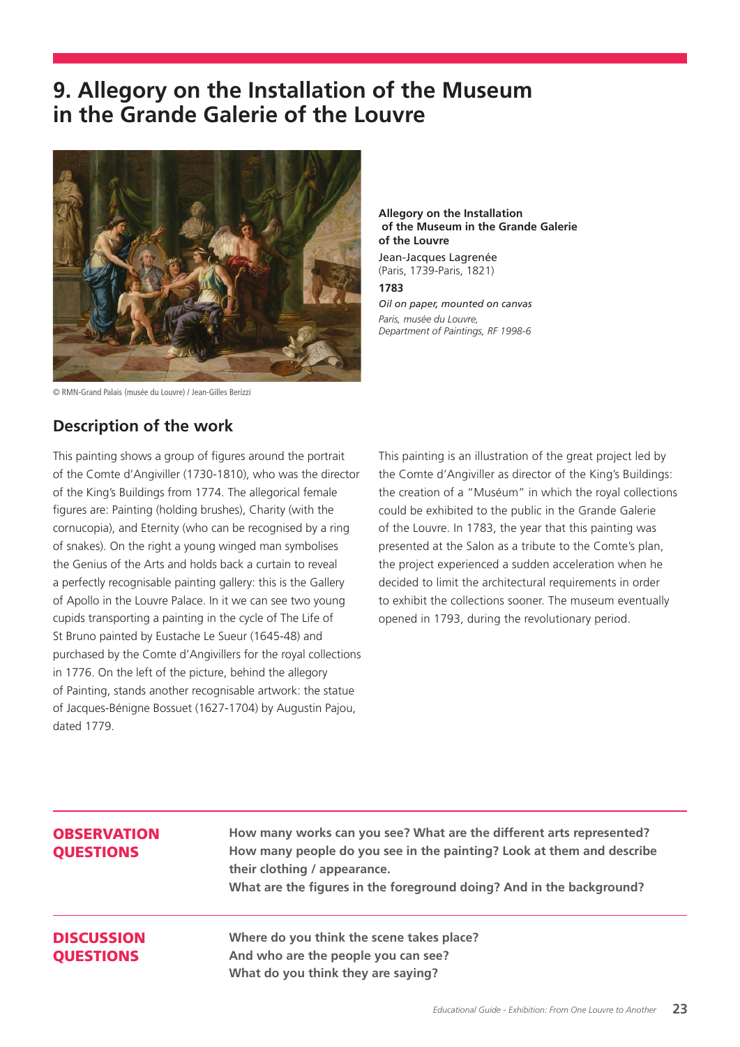# 9. Allegory on the Installation of the Museum in the Grande Galerie of the Louvre

© RMN-Grand Palais (musée du Louvre) / Jean-Gilles Berizzi

**Allegory on the Installation of the Museum in the Grande Galerie of the Louvre**
Jean-Jacques Lagrenée
(Paris, 1739-Paris, 1821)
**1783**
*Oil on paper, mounted on canvas*
*Paris, musée du Louvre, Department of Paintings, RF 1998-6*

## Description of the work

This painting shows a group of figures around the portrait of the Comte d'Angiviller (1730-1810), who was the director of the King's Buildings from 1774. The allegorical female figures are: Painting (holding brushes), Charity (with the cornucopia), and Eternity (who can be recognised by a ring of snakes). On the right a young winged man symbolises the Genius of the Arts and holds back a curtain to reveal a perfectly recognisable painting gallery: this is the Gallery of Apollo in the Louvre Palace. In it we can see two young cupids transporting a painting in the cycle of The Life of St Bruno painted by Eustache Le Sueur (1645-48) and purchased by the Comte d'Angivillers for the royal collections in 1776. On the left of the picture, behind the allegory of Painting, stands another recognisable artwork: the statue of Jacques-Bénigne Bossuet (1627-1704) by Augustin Pajou, dated 1779.

This painting is an illustration of the great project led by the Comte d'Angiviller as director of the King's Buildings: the creation of a "Muséum" in which the royal collections could be exhibited to the public in the Grande Galerie of the Louvre. In 1783, the year that this painting was presented at the Salon as a tribute to the Comte's plan, the project experienced a sudden acceleration when he decided to limit the architectural requirements in order to exhibit the collections sooner. The museum eventually opened in 1793, during the revolutionary period.

### OBSERVATION QUESTIONS

**How many works can you see? What are the different arts represented?**
**How many people do you see in the painting? Look at them and describe their clothing / appearance.**
**What are the figures in the foreground doing? And in the background?**

### DISCUSSION QUESTIONS

**Where do you think the scene takes place?**
**And who are the people you can see?**
**What do you think they are saying?**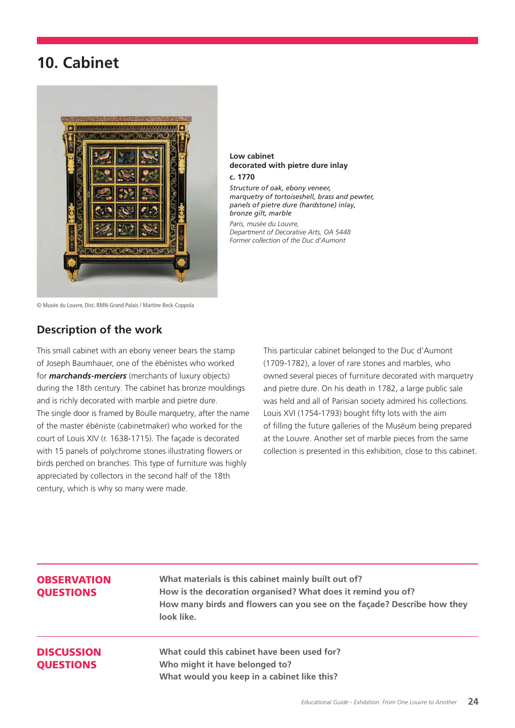# 10. Cabinet

© Musée du Louvre, Dist. RMN-Grand Palais / Martine Beck-Coppola

**Low cabinet**
**decorated with pietre dure inlay**
**c. 1770**

*Structure of oak, ebony veneer, marquetry of tortoiseshell, brass and pewter, panels of pietre dure (hardstone) inlay, bronze gilt, marble*

*Paris, musée du Louvre, Department of Decorative Arts, OA 5448*
*Former collection of the Duc d'Aumont*

## Description of the work

This small cabinet with an ebony veneer bears the stamp of Joseph Baumhauer, one of the ébénistes who worked for ***marchands-merciers*** (merchants of luxury objects) during the 18th century. The cabinet has bronze mouldings and is richly decorated with marble and pietre dure. The single door is framed by Boulle marquetry, after the name of the master ébéniste (cabinetmaker) who worked for the court of Louis XIV (r. 1638-1715). The façade is decorated with 15 panels of polychrome stones illustrating flowers or birds perched on branches. This type of furniture was highly appreciated by collectors in the second half of the 18th century, which is why so many were made.

This particular cabinet belonged to the Duc d'Aumont (1709-1782), a lover of rare stones and marbles, who owned several pieces of furniture decorated with marquetry and pietre dure. On his death in 1782, a large public sale was held and all of Parisian society admired his collections. Louis XVI (1754-1793) bought fifty lots with the aim of filling the future galleries of the Muséum being prepared at the Louvre. Another set of marble pieces from the same collection is presented in this exhibition, close to this cabinet.

## OBSERVATION QUESTIONS

**What materials is this cabinet mainly built out of?**
**How is the decoration organised? What does it remind you of?**
**How many birds and flowers can you see on the façade? Describe how they look like.**

## DISCUSSION QUESTIONS

**What could this cabinet have been used for?**
**Who might it have belonged to?**
**What would you keep in a cabinet like this?**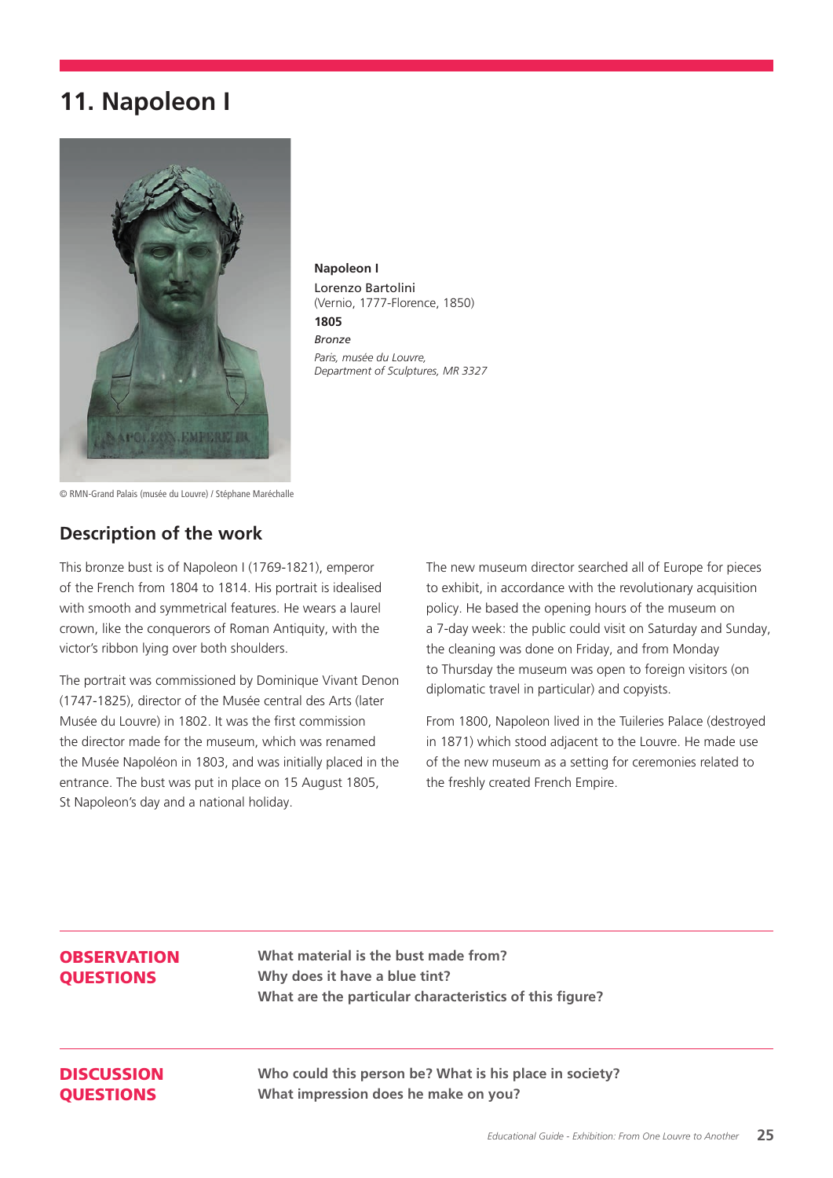# 11. Napoleon I

© RMN-Grand Palais (musée du Louvre) / Stéphane Maréchalle

**Napoleon I**
Lorenzo Bartolini
(Vernio, 1777-Florence, 1850)
**1805**
*Bronze*
*Paris, musée du Louvre,*
*Department of Sculptures, MR 3327*

## Description of the work

This bronze bust is of Napoleon I (1769-1821), emperor of the French from 1804 to 1814. His portrait is idealised with smooth and symmetrical features. He wears a laurel crown, like the conquerors of Roman Antiquity, with the victor's ribbon lying over both shoulders.

The portrait was commissioned by Dominique Vivant Denon (1747-1825), director of the Musée central des Arts (later Musée du Louvre) in 1802. It was the first commission the director made for the museum, which was renamed the Musée Napoléon in 1803, and was initially placed in the entrance. The bust was put in place on 15 August 1805, St Napoleon's day and a national holiday.

The new museum director searched all of Europe for pieces to exhibit, in accordance with the revolutionary acquisition policy. He based the opening hours of the museum on a 7-day week: the public could visit on Saturday and Sunday, the cleaning was done on Friday, and from Monday to Thursday the museum was open to foreign visitors (on diplomatic travel in particular) and copyists.

From 1800, Napoleon lived in the Tuileries Palace (destroyed in 1871) which stood adjacent to the Louvre. He made use of the new museum as a setting for ceremonies related to the freshly created French Empire.

**OBSERVATION QUESTIONS**

**What material is the bust made from?**
**Why does it have a blue tint?**
**What are the particular characteristics of this figure?**

**DISCUSSION QUESTIONS**

**Who could this person be? What is his place in society?**
**What impression does he make on you?**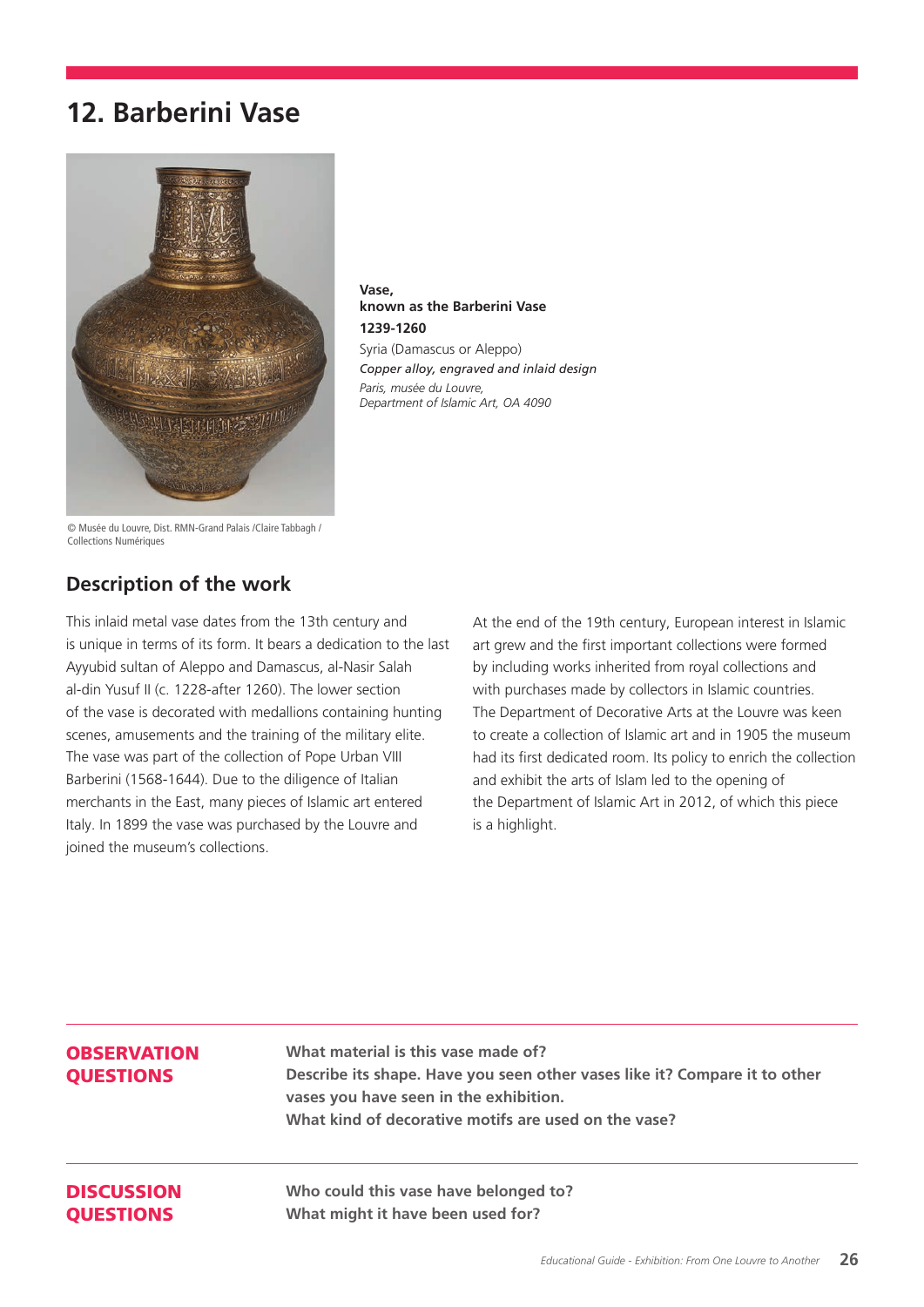# 12. Barberini Vase

© Musée du Louvre, Dist. RMN-Grand Palais /Claire Tabbagh / Collections Numériques

**Vase,**
**known as the Barberini Vase**
**1239-1260**
Syria (Damascus or Aleppo)
*Copper alloy, engraved and inlaid design*
*Paris, musée du Louvre,*
*Department of Islamic Art, OA 4090*

## Description of the work

This inlaid metal vase dates from the 13th century and is unique in terms of its form. It bears a dedication to the last Ayyubid sultan of Aleppo and Damascus, al-Nasir Salah al-din Yusuf II (c. 1228-after 1260). The lower section of the vase is decorated with medallions containing hunting scenes, amusements and the training of the military elite. The vase was part of the collection of Pope Urban VIII Barberini (1568-1644). Due to the diligence of Italian merchants in the East, many pieces of Islamic art entered Italy. In 1899 the vase was purchased by the Louvre and joined the museum's collections.

At the end of the 19th century, European interest in Islamic art grew and the first important collections were formed by including works inherited from royal collections and with purchases made by collectors in Islamic countries. The Department of Decorative Arts at the Louvre was keen to create a collection of Islamic art and in 1905 the museum had its first dedicated room. Its policy to enrich the collection and exhibit the arts of Islam led to the opening of the Department of Islamic Art in 2012, of which this piece is a highlight.

**OBSERVATION QUESTIONS**

**What material is this vase made of?**
**Describe its shape. Have you seen other vases like it? Compare it to other vases you have seen in the exhibition.**
**What kind of decorative motifs are used on the vase?**

**DISCUSSION QUESTIONS**

**Who could this vase have belonged to?**
**What might it have been used for?**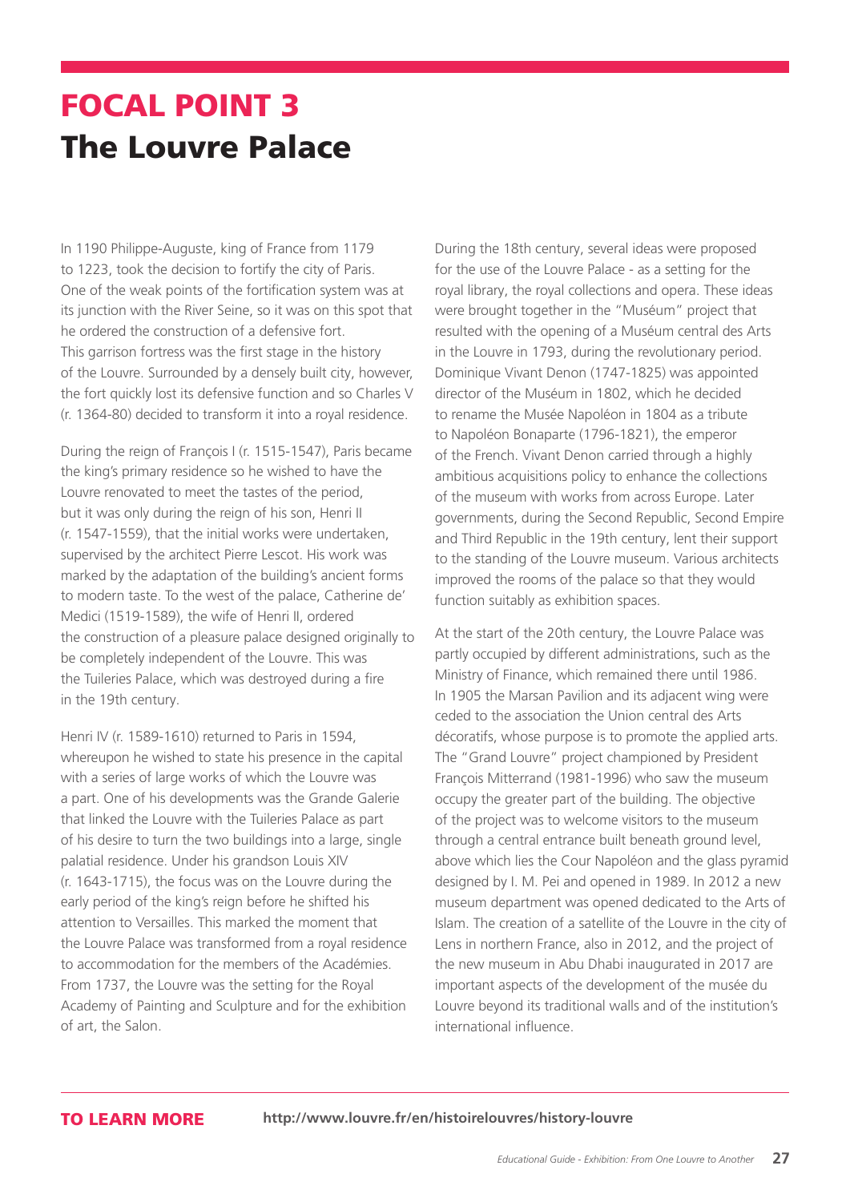# FOCAL POINT 3
# The Louvre Palace

In 1190 Philippe-Auguste, king of France from 1179 to 1223, took the decision to fortify the city of Paris. One of the weak points of the fortification system was at its junction with the River Seine, so it was on this spot that he ordered the construction of a defensive fort. This garrison fortress was the first stage in the history of the Louvre. Surrounded by a densely built city, however, the fort quickly lost its defensive function and so Charles V (r. 1364-80) decided to transform it into a royal residence.

During the reign of François I (r. 1515-1547), Paris became the king's primary residence so he wished to have the Louvre renovated to meet the tastes of the period, but it was only during the reign of his son, Henri II (r. 1547-1559), that the initial works were undertaken, supervised by the architect Pierre Lescot. His work was marked by the adaptation of the building's ancient forms to modern taste. To the west of the palace, Catherine de' Medici (1519-1589), the wife of Henri II, ordered the construction of a pleasure palace designed originally to be completely independent of the Louvre. This was the Tuileries Palace, which was destroyed during a fire in the 19th century.

Henri IV (r. 1589-1610) returned to Paris in 1594, whereupon he wished to state his presence in the capital with a series of large works of which the Louvre was a part. One of his developments was the Grande Galerie that linked the Louvre with the Tuileries Palace as part of his desire to turn the two buildings into a large, single palatial residence. Under his grandson Louis XIV (r. 1643-1715), the focus was on the Louvre during the early period of the king's reign before he shifted his attention to Versailles. This marked the moment that the Louvre Palace was transformed from a royal residence to accommodation for the members of the Académies. From 1737, the Louvre was the setting for the Royal Academy of Painting and Sculpture and for the exhibition of art, the Salon.

During the 18th century, several ideas were proposed for the use of the Louvre Palace - as a setting for the royal library, the royal collections and opera. These ideas were brought together in the "Muséum" project that resulted with the opening of a Muséum central des Arts in the Louvre in 1793, during the revolutionary period. Dominique Vivant Denon (1747-1825) was appointed director of the Muséum in 1802, which he decided to rename the Musée Napoléon in 1804 as a tribute to Napoléon Bonaparte (1796-1821), the emperor of the French. Vivant Denon carried through a highly ambitious acquisitions policy to enhance the collections of the museum with works from across Europe. Later governments, during the Second Republic, Second Empire and Third Republic in the 19th century, lent their support to the standing of the Louvre museum. Various architects improved the rooms of the palace so that they would function suitably as exhibition spaces.

At the start of the 20th century, the Louvre Palace was partly occupied by different administrations, such as the Ministry of Finance, which remained there until 1986. In 1905 the Marsan Pavilion and its adjacent wing were ceded to the association the Union central des Arts décoratifs, whose purpose is to promote the applied arts. The "Grand Louvre" project championed by President François Mitterrand (1981-1996) who saw the museum occupy the greater part of the building. The objective of the project was to welcome visitors to the museum through a central entrance built beneath ground level, above which lies the Cour Napoléon and the glass pyramid designed by I. M. Pei and opened in 1989. In 2012 a new museum department was opened dedicated to the Arts of Islam. The creation of a satellite of the Louvre in the city of Lens in northern France, also in 2012, and the project of the new museum in Abu Dhabi inaugurated in 2017 are important aspects of the development of the musée du Louvre beyond its traditional walls and of the institution's international influence.

**TO LEARN MORE** **http://www.louvre.fr/en/histoirelouvres/history-louvre**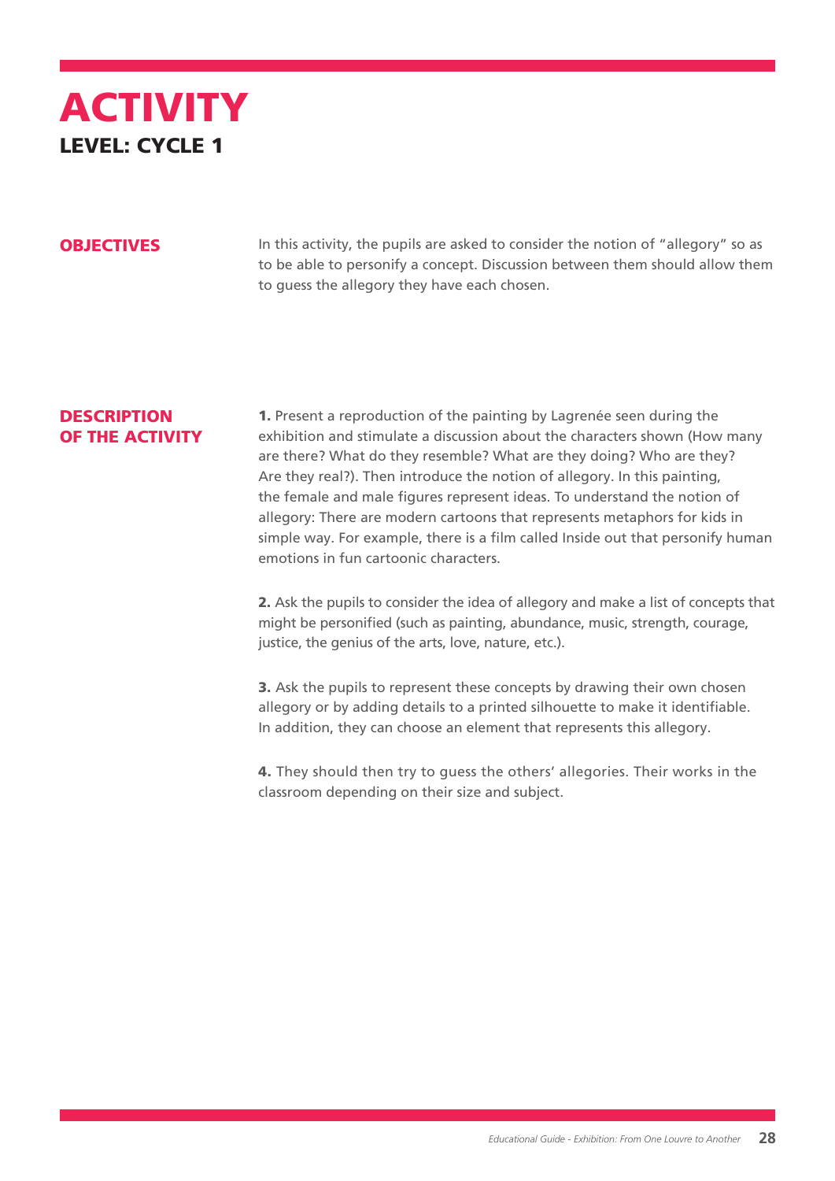# ACTIVITY

## LEVEL: CYCLE 1

### OBJECTIVES

In this activity, the pupils are asked to consider the notion of "allegory" so as to be able to personify a concept. Discussion between them should allow them to guess the allegory they have each chosen.

### DESCRIPTION OF THE ACTIVITY

**1.** Present a reproduction of the painting by Lagrenée seen during the exhibition and stimulate a discussion about the characters shown (How many are there? What do they resemble? What are they doing? Who are they? Are they real?). Then introduce the notion of allegory. In this painting, the female and male figures represent ideas. To understand the notion of allegory: There are modern cartoons that represents metaphors for kids in simple way. For example, there is a film called Inside out that personify human emotions in fun cartoonic characters.

**2.** Ask the pupils to consider the idea of allegory and make a list of concepts that might be personified (such as painting, abundance, music, strength, courage, justice, the genius of the arts, love, nature, etc.).

**3.** Ask the pupils to represent these concepts by drawing their own chosen allegory or by adding details to a printed silhouette to make it identifiable. In addition, they can choose an element that represents this allegory.

**4.** They should then try to guess the others' allegories. Their works in the classroom depending on their size and subject.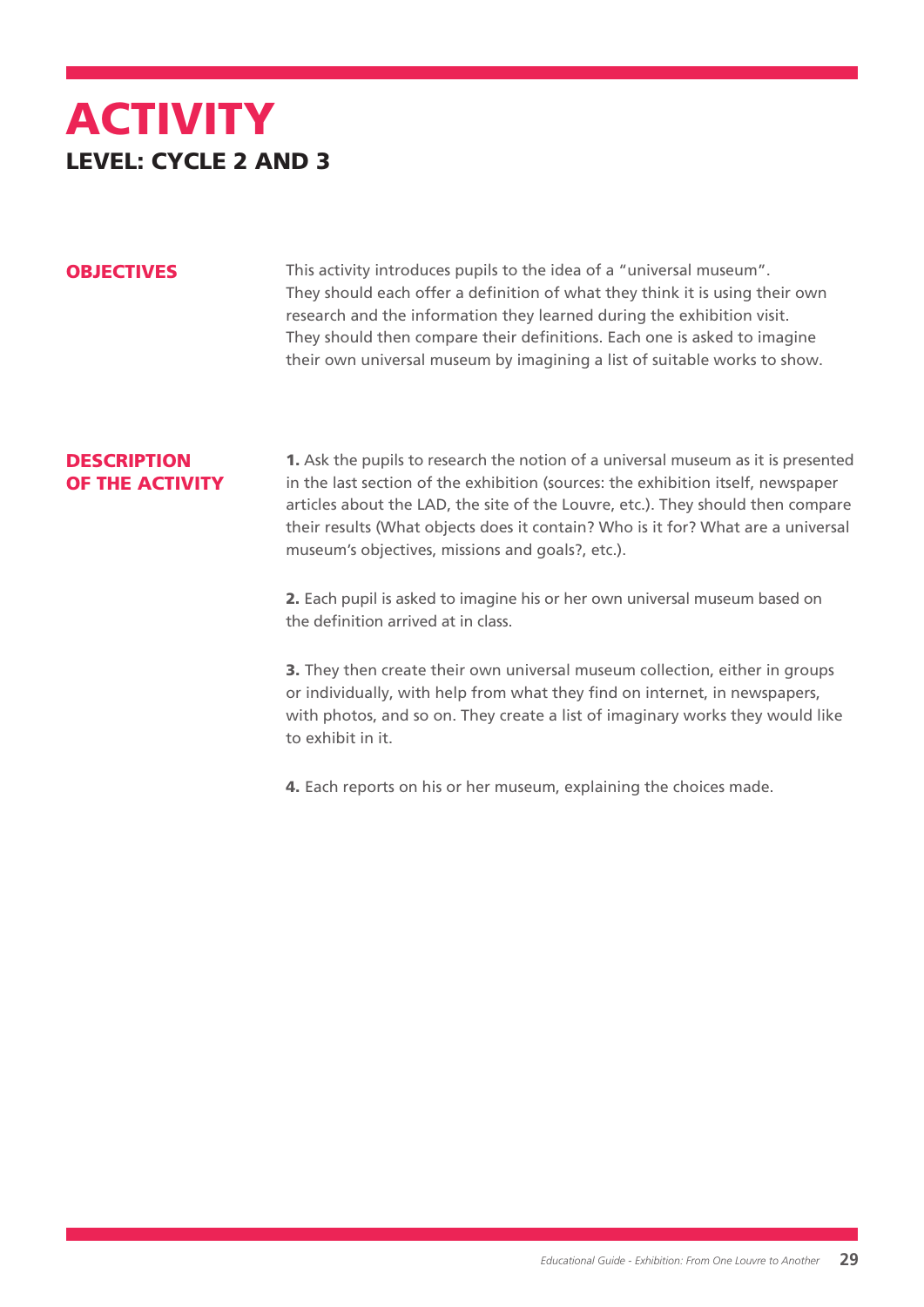# ACTIVITY

## LEVEL: CYCLE 2 AND 3

### OBJECTIVES

This activity introduces pupils to the idea of a "universal museum". They should each offer a definition of what they think it is using their own research and the information they learned during the exhibition visit. They should then compare their definitions. Each one is asked to imagine their own universal museum by imagining a list of suitable works to show.

### DESCRIPTION OF THE ACTIVITY

**1.** Ask the pupils to research the notion of a universal museum as it is presented in the last section of the exhibition (sources: the exhibition itself, newspaper articles about the LAD, the site of the Louvre, etc.). They should then compare their results (What objects does it contain? Who is it for? What are a universal museum's objectives, missions and goals?, etc.).

**2.** Each pupil is asked to imagine his or her own universal museum based on the definition arrived at in class.

**3.** They then create their own universal museum collection, either in groups or individually, with help from what they find on internet, in newspapers, with photos, and so on. They create a list of imaginary works they would like to exhibit in it.

**4.** Each reports on his or her museum, explaining the choices made.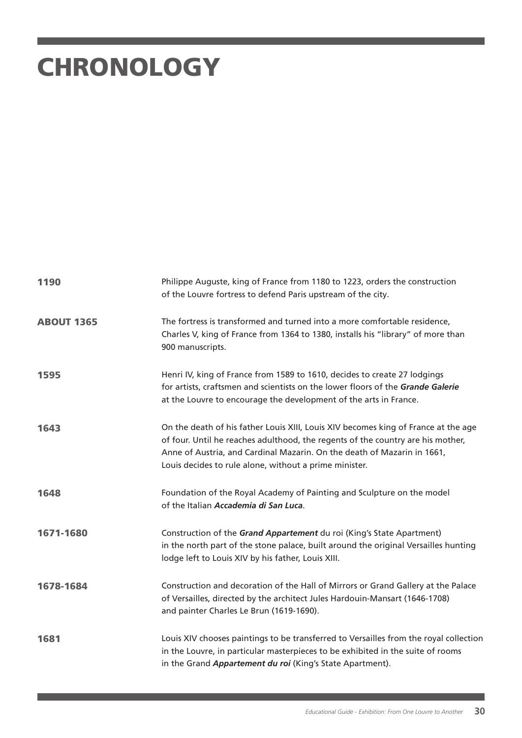# CHRONOLOGY

**1190**
Philippe Auguste, king of France from 1180 to 1223, orders the construction of the Louvre fortress to defend Paris upstream of the city.

**ABOUT 1365**
The fortress is transformed and turned into a more comfortable residence, Charles V, king of France from 1364 to 1380, installs his "library" of more than 900 manuscripts.

**1595**
Henri IV, king of France from 1589 to 1610, decides to create 27 lodgings for artists, craftsmen and scientists on the lower floors of the ***Grande Galerie*** at the Louvre to encourage the development of the arts in France.

**1643**
On the death of his father Louis XIII, Louis XIV becomes king of France at the age of four. Until he reaches adulthood, the regents of the country are his mother, Anne of Austria, and Cardinal Mazarin. On the death of Mazarin in 1661, Louis decides to rule alone, without a prime minister.

**1648**
Foundation of the Royal Academy of Painting and Sculpture on the model of the Italian ***Accademia di San Luca***.

**1671-1680**
Construction of the ***Grand Appartement*** du roi (King's State Apartment) in the north part of the stone palace, built around the original Versailles hunting lodge left to Louis XIV by his father, Louis XIII.

**1678-1684**
Construction and decoration of the Hall of Mirrors or Grand Gallery at the Palace of Versailles, directed by the architect Jules Hardouin-Mansart (1646-1708) and painter Charles Le Brun (1619-1690).

**1681**
Louis XIV chooses paintings to be transferred to Versailles from the royal collection in the Louvre, in particular masterpieces to be exhibited in the suite of rooms in the Grand ***Appartement du roi*** (King's State Apartment).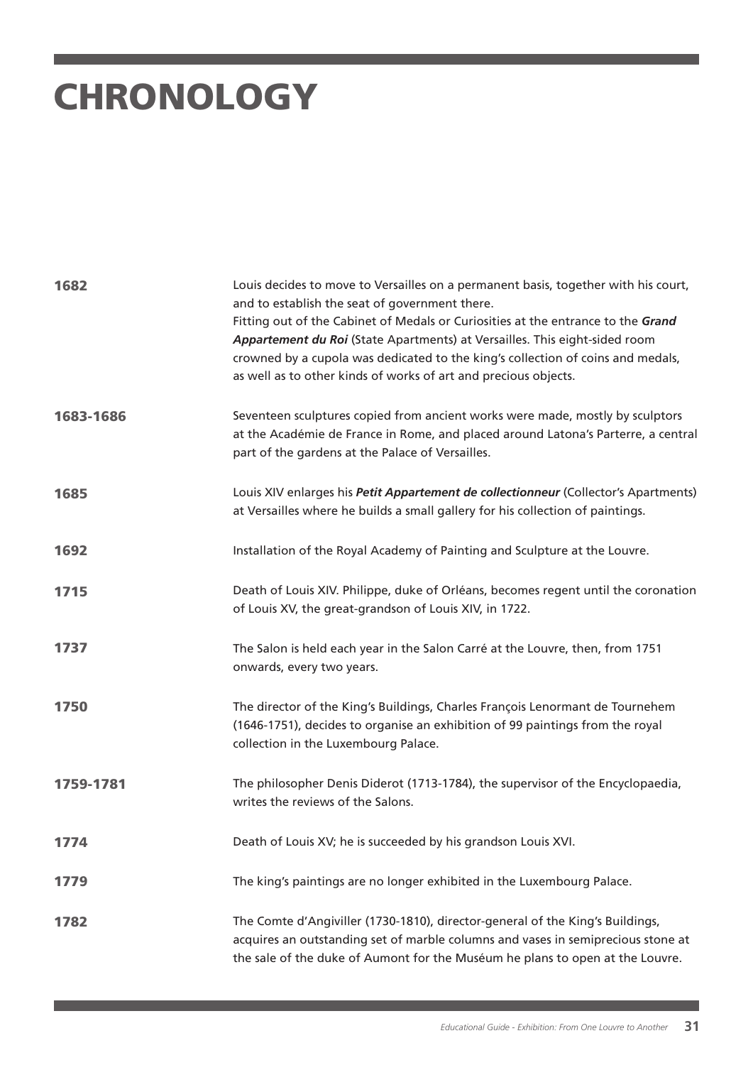# CHRONOLOGY

**1682**

Louis decides to move to Versailles on a permanent basis, together with his court, and to establish the seat of government there.
Fitting out of the Cabinet of Medals or Curiosities at the entrance to the ***Grand Appartement du Roi*** (State Apartments) at Versailles. This eight-sided room crowned by a cupola was dedicated to the king's collection of coins and medals, as well as to other kinds of works of art and precious objects.

**1683-1686**

Seventeen sculptures copied from ancient works were made, mostly by sculptors at the Académie de France in Rome, and placed around Latona's Parterre, a central part of the gardens at the Palace of Versailles.

**1685**

Louis XIV enlarges his ***Petit Appartement de collectionneur*** (Collector's Apartments) at Versailles where he builds a small gallery for his collection of paintings.

**1692**

Installation of the Royal Academy of Painting and Sculpture at the Louvre.

**1715**

Death of Louis XIV. Philippe, duke of Orléans, becomes regent until the coronation of Louis XV, the great-grandson of Louis XIV, in 1722.

**1737**

The Salon is held each year in the Salon Carré at the Louvre, then, from 1751 onwards, every two years.

**1750**

The director of the King's Buildings, Charles François Lenormant de Tournehem (1646-1751), decides to organise an exhibition of 99 paintings from the royal collection in the Luxembourg Palace.

**1759-1781**

The philosopher Denis Diderot (1713-1784), the supervisor of the Encyclopaedia, writes the reviews of the Salons.

**1774**

Death of Louis XV; he is succeeded by his grandson Louis XVI.

**1779**

The king's paintings are no longer exhibited in the Luxembourg Palace.

**1782**

The Comte d'Angiviller (1730-1810), director-general of the King's Buildings, acquires an outstanding set of marble columns and vases in semiprecious stone at the sale of the duke of Aumont for the Muséum he plans to open at the Louvre.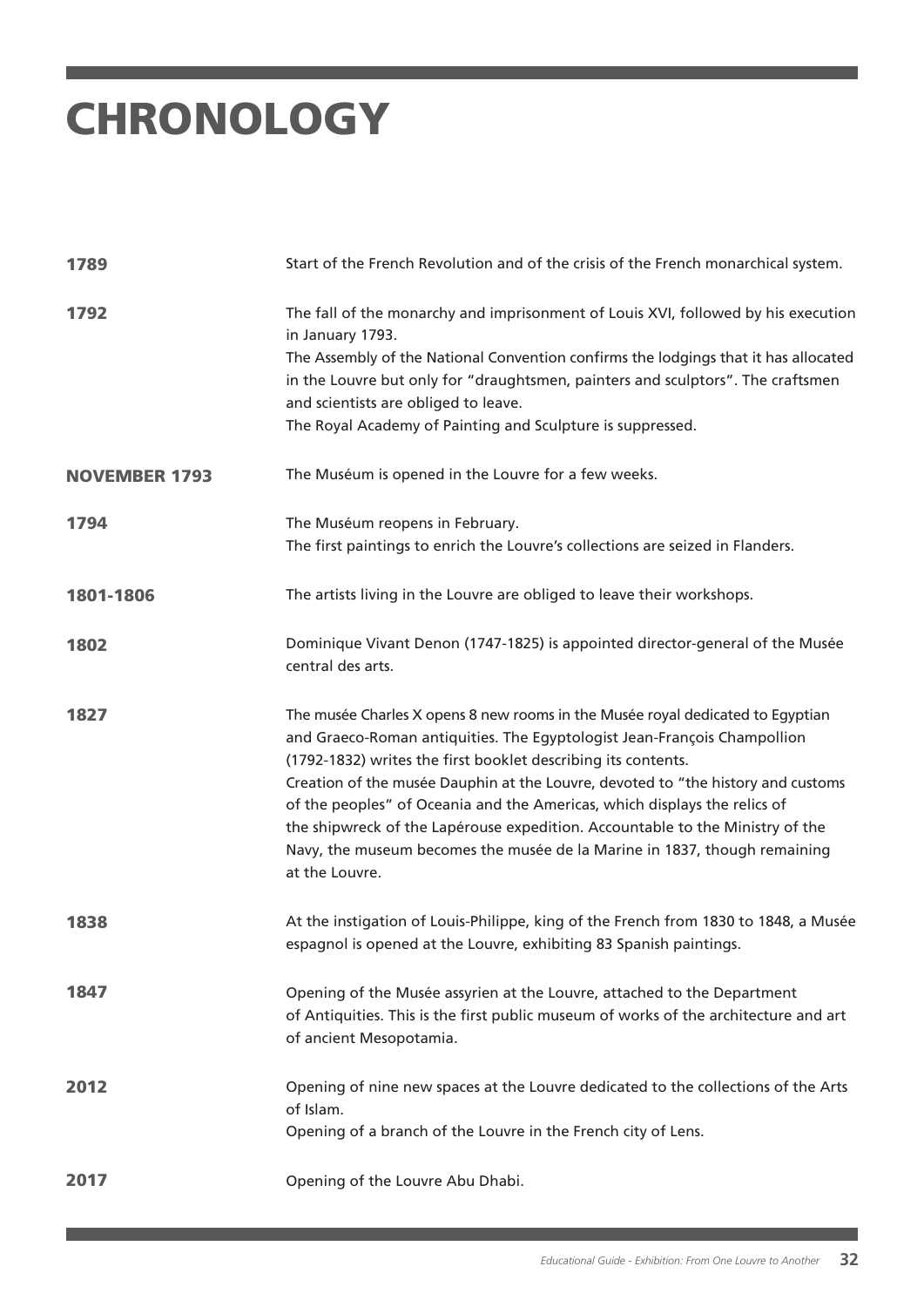# CHRONOLOGY

**1789**

Start of the French Revolution and of the crisis of the French monarchical system.

**1792**

The fall of the monarchy and imprisonment of Louis XVI, followed by his execution in January 1793.
The Assembly of the National Convention confirms the lodgings that it has allocated in the Louvre but only for "draughtsmen, painters and sculptors". The craftsmen and scientists are obliged to leave.
The Royal Academy of Painting and Sculpture is suppressed.

**NOVEMBER 1793**

The Muséum is opened in the Louvre for a few weeks.

**1794**

The Muséum reopens in February.
The first paintings to enrich the Louvre's collections are seized in Flanders.

**1801-1806**

The artists living in the Louvre are obliged to leave their workshops.

**1802**

Dominique Vivant Denon (1747-1825) is appointed director-general of the Musée central des arts.

**1827**

The musée Charles X opens 8 new rooms in the Musée royal dedicated to Egyptian and Graeco-Roman antiquities. The Egyptologist Jean-François Champollion (1792-1832) writes the first booklet describing its contents.
Creation of the musée Dauphin at the Louvre, devoted to "the history and customs of the peoples" of Oceania and the Americas, which displays the relics of the shipwreck of the Lapérouse expedition. Accountable to the Ministry of the Navy, the museum becomes the musée de la Marine in 1837, though remaining at the Louvre.

**1838**

At the instigation of Louis-Philippe, king of the French from 1830 to 1848, a Musée espagnol is opened at the Louvre, exhibiting 83 Spanish paintings.

**1847**

Opening of the Musée assyrien at the Louvre, attached to the Department of Antiquities. This is the first public museum of works of the architecture and art of ancient Mesopotamia.

**2012**

Opening of nine new spaces at the Louvre dedicated to the collections of the Arts of Islam.
Opening of a branch of the Louvre in the French city of Lens.

**2017**

Opening of the Louvre Abu Dhabi.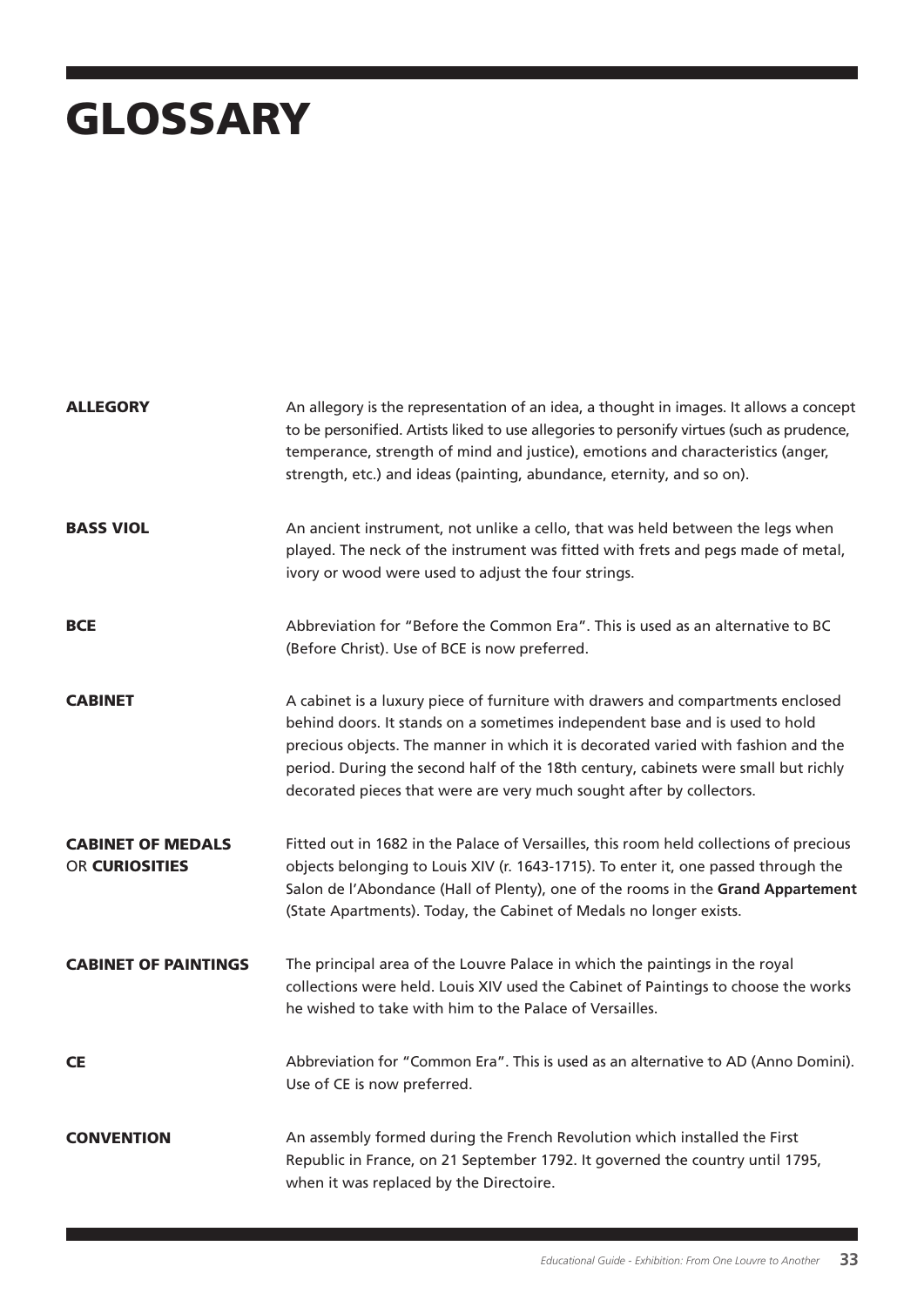# GLOSSARY

**ALLEGORY**

An allegory is the representation of an idea, a thought in images. It allows a concept to be personified. Artists liked to use allegories to personify virtues (such as prudence, temperance, strength of mind and justice), emotions and characteristics (anger, strength, etc.) and ideas (painting, abundance, eternity, and so on).

**BASS VIOL**

An ancient instrument, not unlike a cello, that was held between the legs when played. The neck of the instrument was fitted with frets and pegs made of metal, ivory or wood were used to adjust the four strings.

**BCE**

Abbreviation for "Before the Common Era". This is used as an alternative to BC (Before Christ). Use of BCE is now preferred.

**CABINET**

A cabinet is a luxury piece of furniture with drawers and compartments enclosed behind doors. It stands on a sometimes independent base and is used to hold precious objects. The manner in which it is decorated varied with fashion and the period. During the second half of the 18th century, cabinets were small but richly decorated pieces that were are very much sought after by collectors.

**CABINET OF MEDALS** OR **CURIOSITIES**

Fitted out in 1682 in the Palace of Versailles, this room held collections of precious objects belonging to Louis XIV (r. 1643-1715). To enter it, one passed through the Salon de l'Abondance (Hall of Plenty), one of the rooms in the **Grand Appartement** (State Apartments). Today, the Cabinet of Medals no longer exists.

**CABINET OF PAINTINGS**

The principal area of the Louvre Palace in which the paintings in the royal collections were held. Louis XIV used the Cabinet of Paintings to choose the works he wished to take with him to the Palace of Versailles.

**CE**

Abbreviation for "Common Era". This is used as an alternative to AD (Anno Domini). Use of CE is now preferred.

**CONVENTION**

An assembly formed during the French Revolution which installed the First Republic in France, on 21 September 1792. It governed the country until 1795, when it was replaced by the Directoire.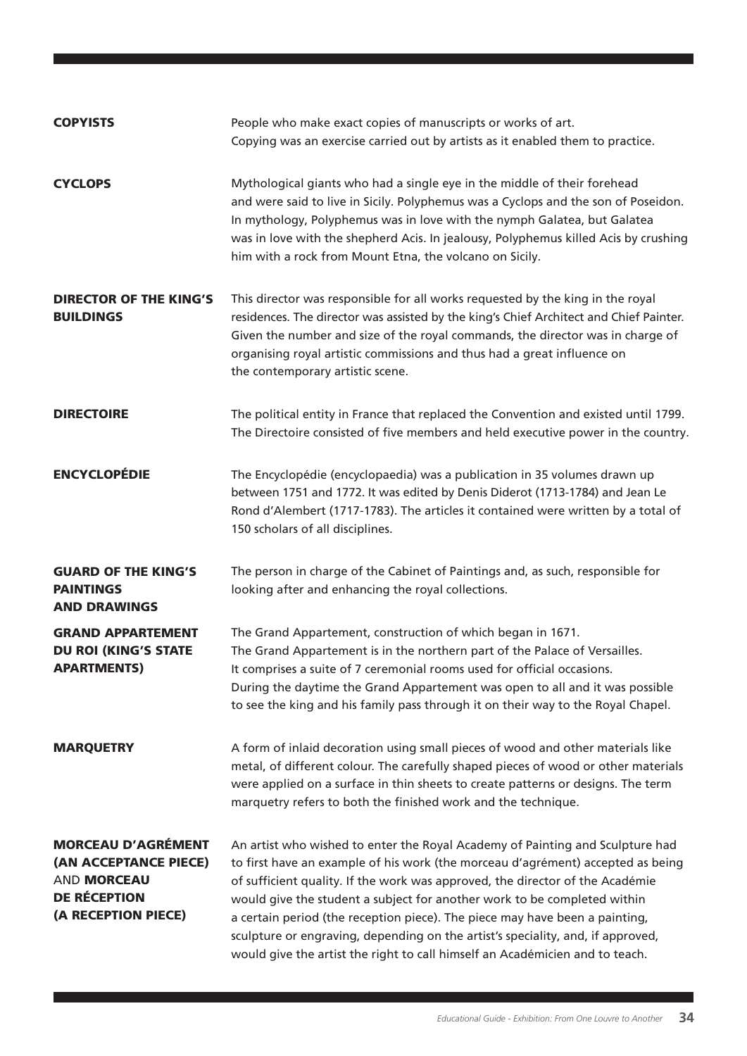**COPYISTS**

People who make exact copies of manuscripts or works of art.
Copying was an exercise carried out by artists as it enabled them to practice.

**CYCLOPS**

Mythological giants who had a single eye in the middle of their forehead and were said to live in Sicily. Polyphemus was a Cyclops and the son of Poseidon. In mythology, Polyphemus was in love with the nymph Galatea, but Galatea was in love with the shepherd Acis. In jealousy, Polyphemus killed Acis by crushing him with a rock from Mount Etna, the volcano on Sicily.

**DIRECTOR OF THE KING'S BUILDINGS**

This director was responsible for all works requested by the king in the royal residences. The director was assisted by the king's Chief Architect and Chief Painter. Given the number and size of the royal commands, the director was in charge of organising royal artistic commissions and thus had a great influence on the contemporary artistic scene.

**DIRECTOIRE**

The political entity in France that replaced the Convention and existed until 1799. The Directoire consisted of five members and held executive power in the country.

**ENCYCLOPÉDIE**

The Encyclopédie (encyclopaedia) was a publication in 35 volumes drawn up between 1751 and 1772. It was edited by Denis Diderot (1713-1784) and Jean Le Rond d'Alembert (1717-1783). The articles it contained were written by a total of 150 scholars of all disciplines.

**GUARD OF THE KING'S PAINTINGS AND DRAWINGS**

The person in charge of the Cabinet of Paintings and, as such, responsible for looking after and enhancing the royal collections.

**GRAND APPARTEMENT DU ROI (KING'S STATE APARTMENTS)**

The Grand Appartement, construction of which began in 1671.
The Grand Appartement is in the northern part of the Palace of Versailles.
It comprises a suite of 7 ceremonial rooms used for official occasions.
During the daytime the Grand Appartement was open to all and it was possible to see the king and his family pass through it on their way to the Royal Chapel.

**MARQUETRY**

A form of inlaid decoration using small pieces of wood and other materials like metal, of different colour. The carefully shaped pieces of wood or other materials were applied on a surface in thin sheets to create patterns or designs. The term marquetry refers to both the finished work and the technique.

**MORCEAU D'AGRÉMENT (AN ACCEPTANCE PIECE)** AND **MORCEAU DE RÉCEPTION (A RECEPTION PIECE)**

An artist who wished to enter the Royal Academy of Painting and Sculpture had to first have an example of his work (the morceau d'agrément) accepted as being of sufficient quality. If the work was approved, the director of the Académie would give the student a subject for another work to be completed within a certain period (the reception piece). The piece may have been a painting, sculpture or engraving, depending on the artist's speciality, and, if approved, would give the artist the right to call himself an Académicien and to teach.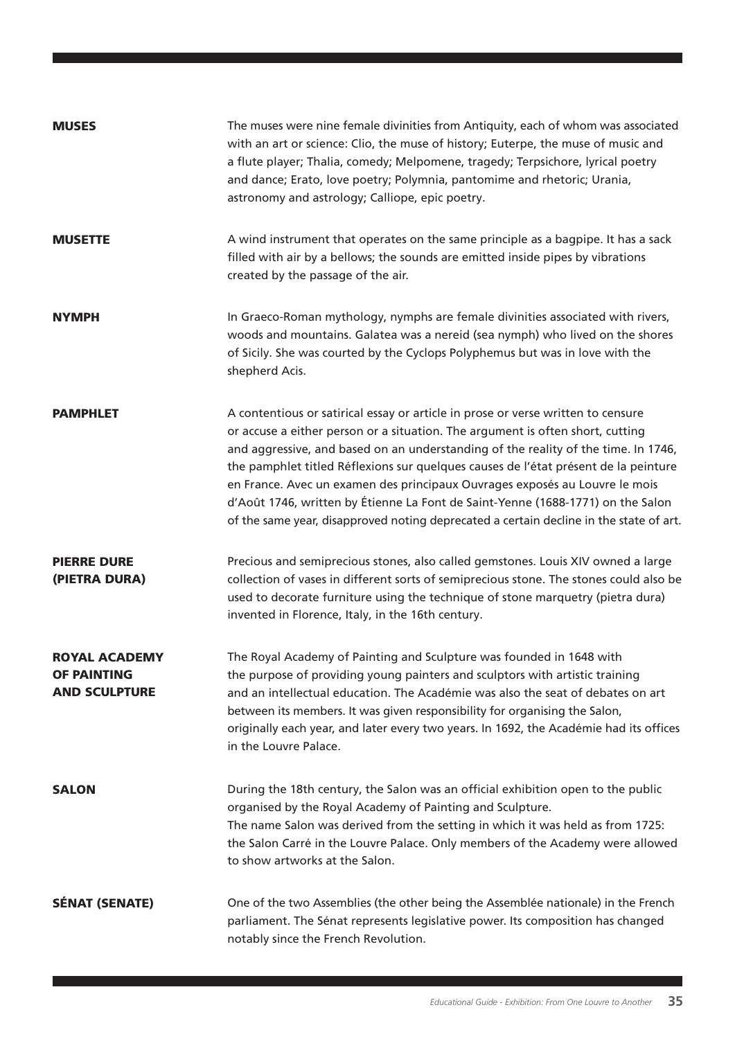**MUSES**

The muses were nine female divinities from Antiquity, each of whom was associated with an art or science: Clio, the muse of history; Euterpe, the muse of music and a flute player; Thalia, comedy; Melpomene, tragedy; Terpsichore, lyrical poetry and dance; Erato, love poetry; Polymnia, pantomime and rhetoric; Urania, astronomy and astrology; Calliope, epic poetry.

**MUSETTE**

A wind instrument that operates on the same principle as a bagpipe. It has a sack filled with air by a bellows; the sounds are emitted inside pipes by vibrations created by the passage of the air.

**NYMPH**

In Graeco-Roman mythology, nymphs are female divinities associated with rivers, woods and mountains. Galatea was a nereid (sea nymph) who lived on the shores of Sicily. She was courted by the Cyclops Polyphemus but was in love with the shepherd Acis.

**PAMPHLET**

A contentious or satirical essay or article in prose or verse written to censure or accuse a either person or a situation. The argument is often short, cutting and aggressive, and based on an understanding of the reality of the time. In 1746, the pamphlet titled Réflexions sur quelques causes de l'état présent de la peinture en France. Avec un examen des principaux Ouvrages exposés au Louvre le mois d'Août 1746, written by Étienne La Font de Saint-Yenne (1688-1771) on the Salon of the same year, disapproved noting deprecated a certain decline in the state of art.

**PIERRE DURE (PIETRA DURA)**

Precious and semiprecious stones, also called gemstones. Louis XIV owned a large collection of vases in different sorts of semiprecious stone. The stones could also be used to decorate furniture using the technique of stone marquetry (pietra dura) invented in Florence, Italy, in the 16th century.

**ROYAL ACADEMY OF PAINTING AND SCULPTURE**

The Royal Academy of Painting and Sculpture was founded in 1648 with the purpose of providing young painters and sculptors with artistic training and an intellectual education. The Académie was also the seat of debates on art between its members. It was given responsibility for organising the Salon, originally each year, and later every two years. In 1692, the Académie had its offices in the Louvre Palace.

**SALON**

During the 18th century, the Salon was an official exhibition open to the public organised by the Royal Academy of Painting and Sculpture.
The name Salon was derived from the setting in which it was held as from 1725: the Salon Carré in the Louvre Palace. Only members of the Academy were allowed to show artworks at the Salon.

**SÉNAT (SENATE)**

One of the two Assemblies (the other being the Assemblée nationale) in the French parliament. The Sénat represents legislative power. Its composition has changed notably since the French Revolution.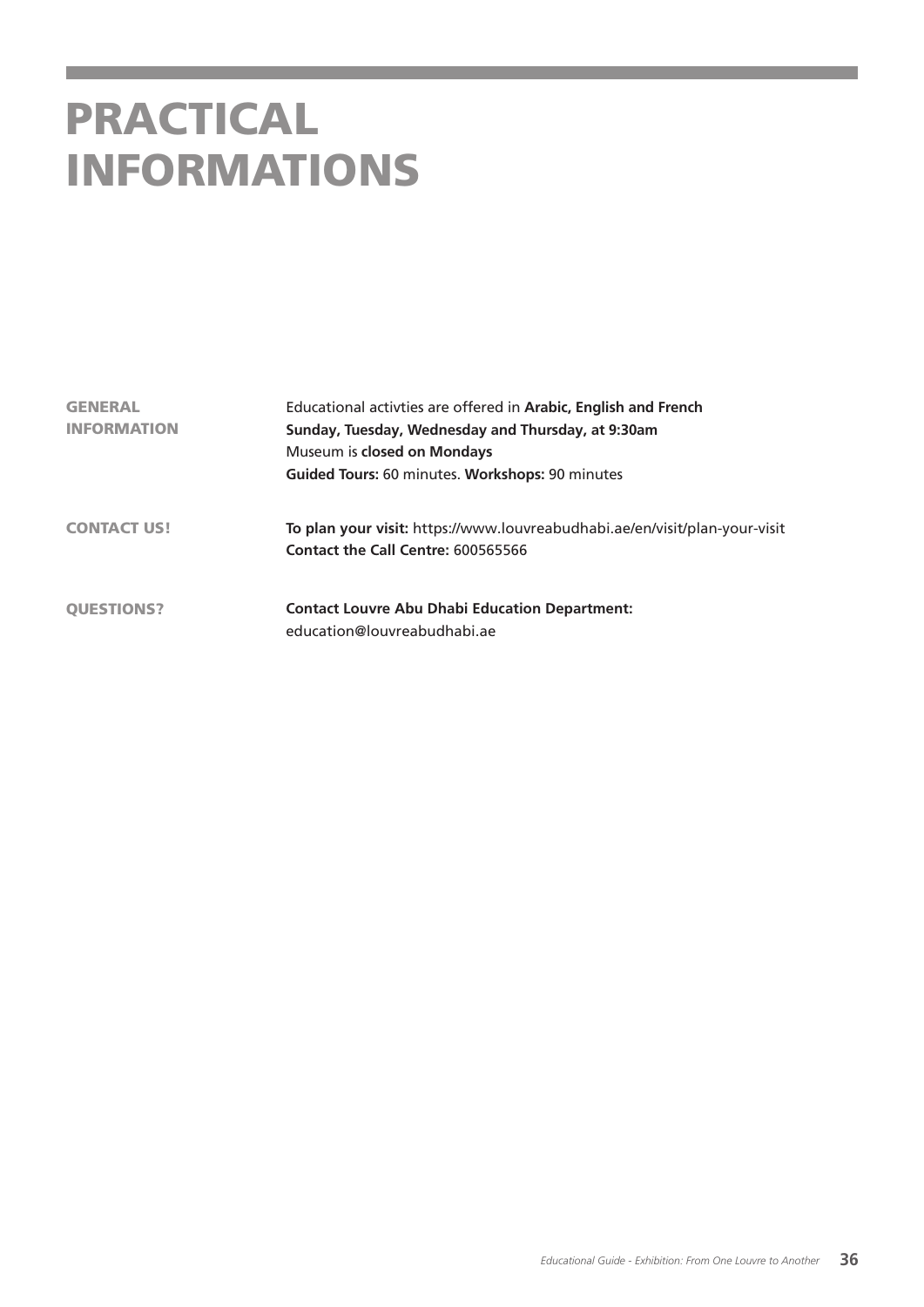# PRACTICAL INFORMATIONS

**GENERAL INFORMATION**

Educational activties are offered in **Arabic, English and French**
**Sunday, Tuesday, Wednesday and Thursday, at 9:30am**
Museum is **closed on Mondays**
**Guided Tours:** 60 minutes. **Workshops:** 90 minutes

**CONTACT US!**

**To plan your visit:** https://www.louvreabudhabi.ae/en/visit/plan-your-visit
**Contact the Call Centre:** 600565566

**QUESTIONS?**

**Contact Louvre Abu Dhabi Education Department:**
education@louvreabudhabi.ae